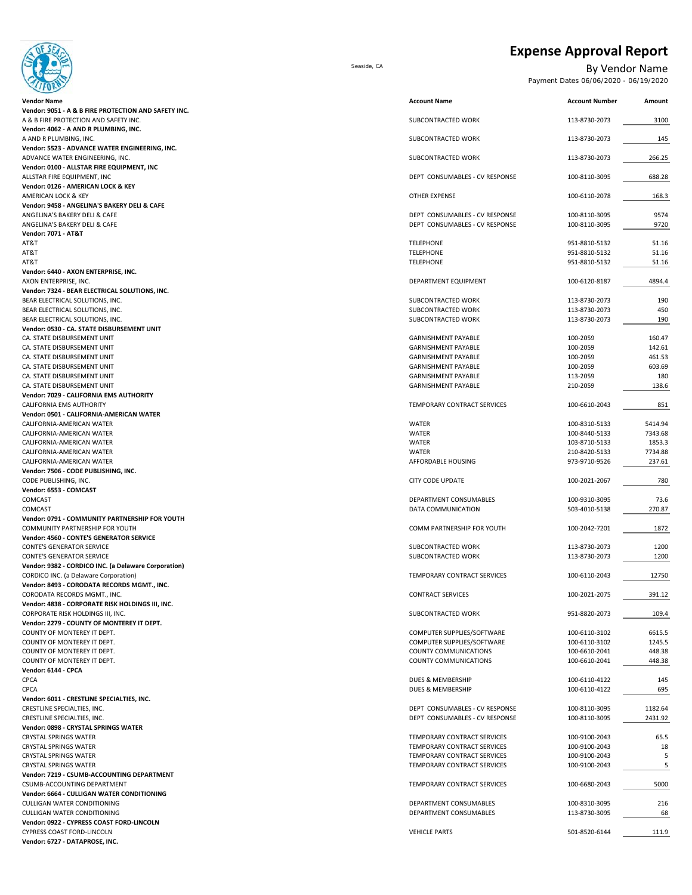# Expense Approval Report

Seaside, CA

## By Vendor Name

Payment Dates 06/06/2020 - 06/19/2020

| Vendor Name | Account Name | Account Number | Amount |
|---|---|---|---|
| **Vendor: 9051 - A & B FIRE PROTECTION AND SAFETY INC.** | | | |
| A & B FIRE PROTECTION AND SAFETY INC. | SUBCONTRACTED WORK | 113-8730-2073 | 3100 |
| **Vendor: 4062 - A AND R PLUMBING, INC.** | | | |
| A AND R PLUMBING, INC. | SUBCONTRACTED WORK | 113-8730-2073 | 145 |
| **Vendor: 5523 - ADVANCE WATER ENGINEERING, INC.** | | | |
| ADVANCE WATER ENGINEERING, INC. | SUBCONTRACTED WORK | 113-8730-2073 | 266.25 |
| **Vendor: 0100 - ALLSTAR FIRE EQUIPMENT, INC** | | | |
| ALLSTAR FIRE EQUIPMENT, INC | DEPT CONSUMABLES - CV RESPONSE | 100-8110-3095 | 688.28 |
| **Vendor: 0126 - AMERICAN LOCK & KEY** | | | |
| AMERICAN LOCK & KEY | OTHER EXPENSE | 100-6110-2078 | 168.3 |
| **Vendor: 9458 - ANGELINA'S BAKERY DELI & CAFE** | | | |
| ANGELINA'S BAKERY DELI & CAFE | DEPT CONSUMABLES - CV RESPONSE | 100-8110-3095 | 9574 |
| ANGELINA'S BAKERY DELI & CAFE | DEPT CONSUMABLES - CV RESPONSE | 100-8110-3095 | 9720 |
| **Vendor: 7071 - AT&T** | | | |
| AT&T | TELEPHONE | 951-8810-5132 | 51.16 |
| AT&T | TELEPHONE | 951-8810-5132 | 51.16 |
| AT&T | TELEPHONE | 951-8810-5132 | 51.16 |
| **Vendor: 6440 - AXON ENTERPRISE, INC.** | | | |
| AXON ENTERPRISE, INC. | DEPARTMENT EQUIPMENT | 100-6120-8187 | 4894.4 |
| **Vendor: 7324 - BEAR ELECTRICAL SOLUTIONS, INC.** | | | |
| BEAR ELECTRICAL SOLUTIONS, INC. | SUBCONTRACTED WORK | 113-8730-2073 | 190 |
| BEAR ELECTRICAL SOLUTIONS, INC. | SUBCONTRACTED WORK | 113-8730-2073 | 450 |
| BEAR ELECTRICAL SOLUTIONS, INC. | SUBCONTRACTED WORK | 113-8730-2073 | 190 |
| **Vendor: 0530 - CA. STATE DISBURSEMENT UNIT** | | | |
| CA. STATE DISBURSEMENT UNIT | GARNISHMENT PAYABLE | 100-2059 | 160.47 |
| CA. STATE DISBURSEMENT UNIT | GARNISHMENT PAYABLE | 100-2059 | 142.61 |
| CA. STATE DISBURSEMENT UNIT | GARNISHMENT PAYABLE | 100-2059 | 461.53 |
| CA. STATE DISBURSEMENT UNIT | GARNISHMENT PAYABLE | 100-2059 | 603.69 |
| CA. STATE DISBURSEMENT UNIT | GARNISHMENT PAYABLE | 113-2059 | 180 |
| CA. STATE DISBURSEMENT UNIT | GARNISHMENT PAYABLE | 210-2059 | 138.6 |
| **Vendor: 7029 - CALIFORNIA EMS AUTHORITY** | | | |
| CALIFORNIA EMS AUTHORITY | TEMPORARY CONTRACT SERVICES | 100-6610-2043 | 851 |
| **Vendor: 0501 - CALIFORNIA-AMERICAN WATER** | | | |
| CALIFORNIA-AMERICAN WATER | WATER | 100-8310-5133 | 5414.94 |
| CALIFORNIA-AMERICAN WATER | WATER | 100-8440-5133 | 7343.68 |
| CALIFORNIA-AMERICAN WATER | WATER | 103-8710-5133 | 1853.3 |
| CALIFORNIA-AMERICAN WATER | WATER | 210-8420-5133 | 7734.88 |
| CALIFORNIA-AMERICAN WATER | AFFORDABLE HOUSING | 973-9710-9526 | 237.61 |
| **Vendor: 7506 - CODE PUBLISHING, INC.** | | | |
| CODE PUBLISHING, INC. | CITY CODE UPDATE | 100-2021-2067 | 780 |
| **Vendor: 6553 - COMCAST** | | | |
| COMCAST | DEPARTMENT CONSUMABLES | 100-9310-3095 | 73.6 |
| COMCAST | DATA COMMUNICATION | 503-4010-5138 | 270.87 |
| **Vendor: 0791 - COMMUNITY PARTNERSHIP FOR YOUTH** | | | |
| COMMUNITY PARTNERSHIP FOR YOUTH | COMM PARTNERSHIP FOR YOUTH | 100-2042-7201 | 1872 |
| **Vendor: 4560 - CONTE'S GENERATOR SERVICE** | | | |
| CONTE'S GENERATOR SERVICE | SUBCONTRACTED WORK | 113-8730-2073 | 1200 |
| CONTE'S GENERATOR SERVICE | SUBCONTRACTED WORK | 113-8730-2073 | 1200 |
| **Vendor: 9382 - CORDICO INC. (a Delaware Corporation)** | | | |
| CORDICO INC. (a Delaware Corporation) | TEMPORARY CONTRACT SERVICES | 100-6110-2043 | 12750 |
| **Vendor: 8493 - CORODATA RECORDS MGMT., INC.** | | | |
| CORODATA RECORDS MGMT., INC. | CONTRACT SERVICES | 100-2021-2075 | 391.12 |
| **Vendor: 4838 - CORPORATE RISK HOLDINGS III, INC.** | | | |
| CORPORATE RISK HOLDINGS III, INC. | SUBCONTRACTED WORK | 951-8820-2073 | 109.4 |
| **Vendor: 2279 - COUNTY OF MONTEREY IT DEPT.** | | | |
| COUNTY OF MONTEREY IT DEPT. | COMPUTER SUPPLIES/SOFTWARE | 100-6110-3102 | 6615.5 |
| COUNTY OF MONTEREY IT DEPT. | COMPUTER SUPPLIES/SOFTWARE | 100-6110-3102 | 1245.5 |
| COUNTY OF MONTEREY IT DEPT. | COUNTY COMMUNICATIONS | 100-6610-2041 | 448.38 |
| COUNTY OF MONTEREY IT DEPT. | COUNTY COMMUNICATIONS | 100-6610-2041 | 448.38 |
| **Vendor: 6144 - CPCA** | | | |
| CPCA | DUES & MEMBERSHIP | 100-6110-4122 | 145 |
| CPCA | DUES & MEMBERSHIP | 100-6110-4122 | 695 |
| **Vendor: 6011 - CRESTLINE SPECIALTIES, INC.** | | | |
| CRESTLINE SPECIALTIES, INC. | DEPT CONSUMABLES - CV RESPONSE | 100-8110-3095 | 1182.64 |
| CRESTLINE SPECIALTIES, INC. | DEPT CONSUMABLES - CV RESPONSE | 100-8110-3095 | 2431.92 |
| **Vendor: 0898 - CRYSTAL SPRINGS WATER** | | | |
| CRYSTAL SPRINGS WATER | TEMPORARY CONTRACT SERVICES | 100-9100-2043 | 65.5 |
| CRYSTAL SPRINGS WATER | TEMPORARY CONTRACT SERVICES | 100-9100-2043 | 18 |
| CRYSTAL SPRINGS WATER | TEMPORARY CONTRACT SERVICES | 100-9100-2043 | 5 |
| CRYSTAL SPRINGS WATER | TEMPORARY CONTRACT SERVICES | 100-9100-2043 | 5 |
| **Vendor: 7219 - CSUMB-ACCOUNTING DEPARTMENT** | | | |
| CSUMB-ACCOUNTING DEPARTMENT | TEMPORARY CONTRACT SERVICES | 100-6680-2043 | 5000 |
| **Vendor: 6664 - CULLIGAN WATER CONDITIONING** | | | |
| CULLIGAN WATER CONDITIONING | DEPARTMENT CONSUMABLES | 100-8310-3095 | 216 |
| CULLIGAN WATER CONDITIONING | DEPARTMENT CONSUMABLES | 113-8730-3095 | 68 |
| **Vendor: 0922 - CYPRESS COAST FORD-LINCOLN** | | | |
| CYPRESS COAST FORD-LINCOLN | VEHICLE PARTS | 501-8520-6144 | 111.9 |
| **Vendor: 6727 - DATAPROSE, INC.** | | | |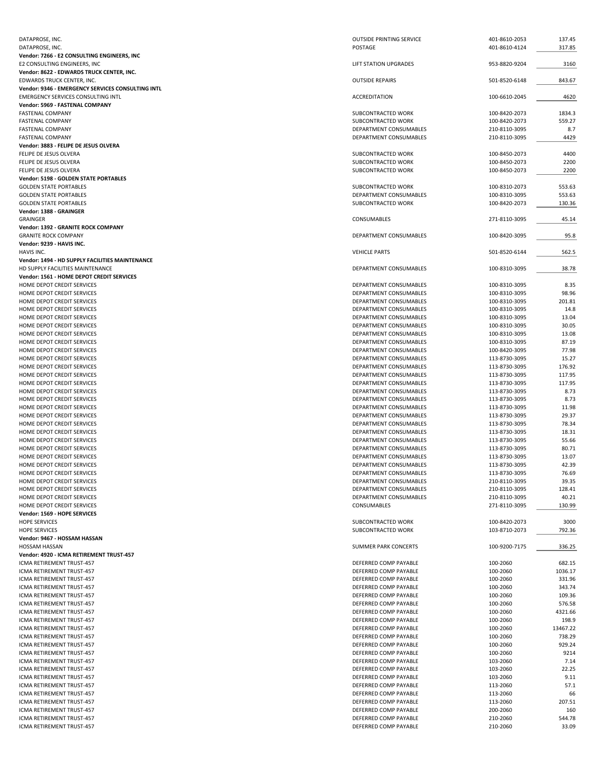| | | | |
|---|---|---|---|
| DATAPROSE, INC. | OUTSIDE PRINTING SERVICE | 401-8610-2053 | 137.45 |
| DATAPROSE, INC. | POSTAGE | 401-8610-4124 | 317.85 |
| **Vendor: 7266 - E2 CONSULTING ENGINEERS, INC** | | | |
| E2 CONSULTING ENGINEERS, INC | LIFT STATION UPGRADES | 953-8820-9204 | 3160 |
| **Vendor: 8622 - EDWARDS TRUCK CENTER, INC.** | | | |
| EDWARDS TRUCK CENTER, INC. | OUTSIDE REPAIRS | 501-8520-6148 | 843.67 |
| **Vendor: 9346 - EMERGENCY SERVICES CONSULTING INTL** | | | |
| EMERGENCY SERVICES CONSULTING INTL | ACCREDITATION | 100-6610-2045 | 4620 |
| **Vendor: 5969 - FASTENAL COMPANY** | | | |
| FASTENAL COMPANY | SUBCONTRACTED WORK | 100-8420-2073 | 1834.3 |
| FASTENAL COMPANY | SUBCONTRACTED WORK | 100-8420-2073 | 559.27 |
| FASTENAL COMPANY | DEPARTMENT CONSUMABLES | 210-8110-3095 | 8.7 |
| FASTENAL COMPANY | DEPARTMENT CONSUMABLES | 210-8110-3095 | 4429 |
| **Vendor: 3883 - FELIPE DE JESUS OLVERA** | | | |
| FELIPE DE JESUS OLVERA | SUBCONTRACTED WORK | 100-8450-2073 | 4400 |
| FELIPE DE JESUS OLVERA | SUBCONTRACTED WORK | 100-8450-2073 | 2200 |
| FELIPE DE JESUS OLVERA | SUBCONTRACTED WORK | 100-8450-2073 | 2200 |
| **Vendor: 5198 - GOLDEN STATE PORTABLES** | | | |
| GOLDEN STATE PORTABLES | SUBCONTRACTED WORK | 100-8310-2073 | 553.63 |
| GOLDEN STATE PORTABLES | DEPARTMENT CONSUMABLES | 100-8310-3095 | 553.63 |
| GOLDEN STATE PORTABLES | SUBCONTRACTED WORK | 100-8420-2073 | 130.36 |
| **Vendor: 1388 - GRAINGER** | | | |
| GRAINGER | CONSUMABLES | 271-8110-3095 | 45.14 |
| **Vendor: 1392 - GRANITE ROCK COMPANY** | | | |
| GRANITE ROCK COMPANY | DEPARTMENT CONSUMABLES | 100-8420-3095 | 95.8 |
| **Vendor: 9239 - HAVIS INC.** | | | |
| HAVIS INC. | VEHICLE PARTS | 501-8520-6144 | 562.5 |
| **Vendor: 1494 - HD SUPPLY FACILITIES MAINTENANCE** | | | |
| HD SUPPLY FACILITIES MAINTENANCE | DEPARTMENT CONSUMABLES | 100-8310-3095 | 38.78 |
| **Vendor: 1561 - HOME DEPOT CREDIT SERVICES** | | | |
| HOME DEPOT CREDIT SERVICES | DEPARTMENT CONSUMABLES | 100-8310-3095 | 8.35 |
| HOME DEPOT CREDIT SERVICES | DEPARTMENT CONSUMABLES | 100-8310-3095 | 98.96 |
| HOME DEPOT CREDIT SERVICES | DEPARTMENT CONSUMABLES | 100-8310-3095 | 201.81 |
| HOME DEPOT CREDIT SERVICES | DEPARTMENT CONSUMABLES | 100-8310-3095 | 14.8 |
| HOME DEPOT CREDIT SERVICES | DEPARTMENT CONSUMABLES | 100-8310-3095 | 13.04 |
| HOME DEPOT CREDIT SERVICES | DEPARTMENT CONSUMABLES | 100-8310-3095 | 30.05 |
| HOME DEPOT CREDIT SERVICES | DEPARTMENT CONSUMABLES | 100-8310-3095 | 13.08 |
| HOME DEPOT CREDIT SERVICES | DEPARTMENT CONSUMABLES | 100-8310-3095 | 87.19 |
| HOME DEPOT CREDIT SERVICES | DEPARTMENT CONSUMABLES | 100-8420-3095 | 77.98 |
| HOME DEPOT CREDIT SERVICES | DEPARTMENT CONSUMABLES | 113-8730-3095 | 15.27 |
| HOME DEPOT CREDIT SERVICES | DEPARTMENT CONSUMABLES | 113-8730-3095 | 176.92 |
| HOME DEPOT CREDIT SERVICES | DEPARTMENT CONSUMABLES | 113-8730-3095 | 117.95 |
| HOME DEPOT CREDIT SERVICES | DEPARTMENT CONSUMABLES | 113-8730-3095 | 117.95 |
| HOME DEPOT CREDIT SERVICES | DEPARTMENT CONSUMABLES | 113-8730-3095 | 8.73 |
| HOME DEPOT CREDIT SERVICES | DEPARTMENT CONSUMABLES | 113-8730-3095 | 8.73 |
| HOME DEPOT CREDIT SERVICES | DEPARTMENT CONSUMABLES | 113-8730-3095 | 11.98 |
| HOME DEPOT CREDIT SERVICES | DEPARTMENT CONSUMABLES | 113-8730-3095 | 29.37 |
| HOME DEPOT CREDIT SERVICES | DEPARTMENT CONSUMABLES | 113-8730-3095 | 78.34 |
| HOME DEPOT CREDIT SERVICES | DEPARTMENT CONSUMABLES | 113-8730-3095 | 18.31 |
| HOME DEPOT CREDIT SERVICES | DEPARTMENT CONSUMABLES | 113-8730-3095 | 55.66 |
| HOME DEPOT CREDIT SERVICES | DEPARTMENT CONSUMABLES | 113-8730-3095 | 80.71 |
| HOME DEPOT CREDIT SERVICES | DEPARTMENT CONSUMABLES | 113-8730-3095 | 13.07 |
| HOME DEPOT CREDIT SERVICES | DEPARTMENT CONSUMABLES | 113-8730-3095 | 42.39 |
| HOME DEPOT CREDIT SERVICES | DEPARTMENT CONSUMABLES | 113-8730-3095 | 76.69 |
| HOME DEPOT CREDIT SERVICES | DEPARTMENT CONSUMABLES | 210-8110-3095 | 39.35 |
| HOME DEPOT CREDIT SERVICES | DEPARTMENT CONSUMABLES | 210-8110-3095 | 128.41 |
| HOME DEPOT CREDIT SERVICES | DEPARTMENT CONSUMABLES | 210-8110-3095 | 40.21 |
| HOME DEPOT CREDIT SERVICES | CONSUMABLES | 271-8110-3095 | 130.99 |
| **Vendor: 1569 - HOPE SERVICES** | | | |
| HOPE SERVICES | SUBCONTRACTED WORK | 100-8420-2073 | 3000 |
| HOPE SERVICES | SUBCONTRACTED WORK | 103-8710-2073 | 792.36 |
| **Vendor: 9467 - HOSSAM HASSAN** | | | |
| HOSSAM HASSAN | SUMMER PARK CONCERTS | 100-9200-7175 | 336.25 |
| **Vendor: 4920 - ICMA RETIREMENT TRUST-457** | | | |
| ICMA RETIREMENT TRUST-457 | DEFERRED COMP PAYABLE | 100-2060 | 682.15 |
| ICMA RETIREMENT TRUST-457 | DEFERRED COMP PAYABLE | 100-2060 | 1036.17 |
| ICMA RETIREMENT TRUST-457 | DEFERRED COMP PAYABLE | 100-2060 | 331.96 |
| ICMA RETIREMENT TRUST-457 | DEFERRED COMP PAYABLE | 100-2060 | 343.74 |
| ICMA RETIREMENT TRUST-457 | DEFERRED COMP PAYABLE | 100-2060 | 109.36 |
| ICMA RETIREMENT TRUST-457 | DEFERRED COMP PAYABLE | 100-2060 | 576.58 |
| ICMA RETIREMENT TRUST-457 | DEFERRED COMP PAYABLE | 100-2060 | 4321.66 |
| ICMA RETIREMENT TRUST-457 | DEFERRED COMP PAYABLE | 100-2060 | 198.9 |
| ICMA RETIREMENT TRUST-457 | DEFERRED COMP PAYABLE | 100-2060 | 13467.22 |
| ICMA RETIREMENT TRUST-457 | DEFERRED COMP PAYABLE | 100-2060 | 738.29 |
| ICMA RETIREMENT TRUST-457 | DEFERRED COMP PAYABLE | 100-2060 | 929.24 |
| ICMA RETIREMENT TRUST-457 | DEFERRED COMP PAYABLE | 100-2060 | 9214 |
| ICMA RETIREMENT TRUST-457 | DEFERRED COMP PAYABLE | 103-2060 | 7.14 |
| ICMA RETIREMENT TRUST-457 | DEFERRED COMP PAYABLE | 103-2060 | 22.25 |
| ICMA RETIREMENT TRUST-457 | DEFERRED COMP PAYABLE | 103-2060 | 9.11 |
| ICMA RETIREMENT TRUST-457 | DEFERRED COMP PAYABLE | 113-2060 | 57.1 |
| ICMA RETIREMENT TRUST-457 | DEFERRED COMP PAYABLE | 113-2060 | 66 |
| ICMA RETIREMENT TRUST-457 | DEFERRED COMP PAYABLE | 113-2060 | 207.51 |
| ICMA RETIREMENT TRUST-457 | DEFERRED COMP PAYABLE | 200-2060 | 160 |
| ICMA RETIREMENT TRUST-457 | DEFERRED COMP PAYABLE | 210-2060 | 544.78 |
| ICMA RETIREMENT TRUST-457 | DEFERRED COMP PAYABLE | 210-2060 | 33.09 |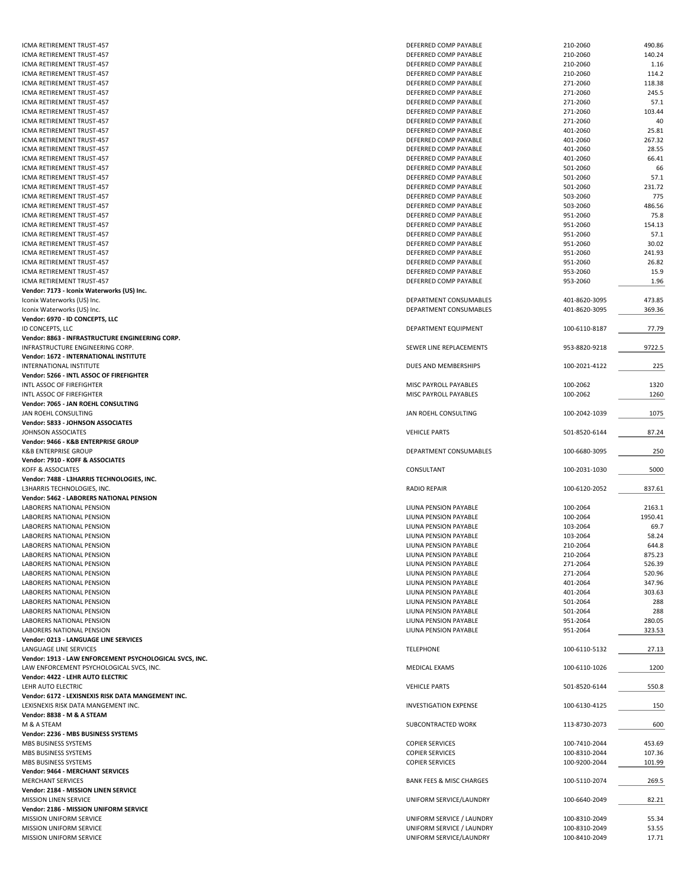| | | | |
|---|---|---|---|
| ICMA RETIREMENT TRUST-457 | DEFERRED COMP PAYABLE | 210-2060 | 490.86 |
| ICMA RETIREMENT TRUST-457 | DEFERRED COMP PAYABLE | 210-2060 | 140.24 |
| ICMA RETIREMENT TRUST-457 | DEFERRED COMP PAYABLE | 210-2060 | 1.16 |
| ICMA RETIREMENT TRUST-457 | DEFERRED COMP PAYABLE | 210-2060 | 114.2 |
| ICMA RETIREMENT TRUST-457 | DEFERRED COMP PAYABLE | 271-2060 | 118.38 |
| ICMA RETIREMENT TRUST-457 | DEFERRED COMP PAYABLE | 271-2060 | 245.5 |
| ICMA RETIREMENT TRUST-457 | DEFERRED COMP PAYABLE | 271-2060 | 57.1 |
| ICMA RETIREMENT TRUST-457 | DEFERRED COMP PAYABLE | 271-2060 | 103.44 |
| ICMA RETIREMENT TRUST-457 | DEFERRED COMP PAYABLE | 271-2060 | 40 |
| ICMA RETIREMENT TRUST-457 | DEFERRED COMP PAYABLE | 401-2060 | 25.81 |
| ICMA RETIREMENT TRUST-457 | DEFERRED COMP PAYABLE | 401-2060 | 267.32 |
| ICMA RETIREMENT TRUST-457 | DEFERRED COMP PAYABLE | 401-2060 | 28.55 |
| ICMA RETIREMENT TRUST-457 | DEFERRED COMP PAYABLE | 401-2060 | 66.41 |
| ICMA RETIREMENT TRUST-457 | DEFERRED COMP PAYABLE | 501-2060 | 66 |
| ICMA RETIREMENT TRUST-457 | DEFERRED COMP PAYABLE | 501-2060 | 57.1 |
| ICMA RETIREMENT TRUST-457 | DEFERRED COMP PAYABLE | 501-2060 | 231.72 |
| ICMA RETIREMENT TRUST-457 | DEFERRED COMP PAYABLE | 503-2060 | 775 |
| ICMA RETIREMENT TRUST-457 | DEFERRED COMP PAYABLE | 503-2060 | 486.56 |
| ICMA RETIREMENT TRUST-457 | DEFERRED COMP PAYABLE | 951-2060 | 75.8 |
| ICMA RETIREMENT TRUST-457 | DEFERRED COMP PAYABLE | 951-2060 | 154.13 |
| ICMA RETIREMENT TRUST-457 | DEFERRED COMP PAYABLE | 951-2060 | 57.1 |
| ICMA RETIREMENT TRUST-457 | DEFERRED COMP PAYABLE | 951-2060 | 30.02 |
| ICMA RETIREMENT TRUST-457 | DEFERRED COMP PAYABLE | 951-2060 | 241.93 |
| ICMA RETIREMENT TRUST-457 | DEFERRED COMP PAYABLE | 951-2060 | 26.82 |
| ICMA RETIREMENT TRUST-457 | DEFERRED COMP PAYABLE | 953-2060 | 15.9 |
| ICMA RETIREMENT TRUST-457 | DEFERRED COMP PAYABLE | 953-2060 | 1.96 |
| **Vendor: 7173 - Iconix Waterworks (US) Inc.** | | | |
| Iconix Waterworks (US) Inc. | DEPARTMENT CONSUMABLES | 401-8620-3095 | 473.85 |
| Iconix Waterworks (US) Inc. | DEPARTMENT CONSUMABLES | 401-8620-3095 | 369.36 |
| **Vendor: 6970 - ID CONCEPTS, LLC** | | | |
| ID CONCEPTS, LLC | DEPARTMENT EQUIPMENT | 100-6110-8187 | 77.79 |
| **Vendor: 8863 - INFRASTRUCTURE ENGINEERING CORP.** | | | |
| INFRASTRUCTURE ENGINEERING CORP. | SEWER LINE REPLACEMENTS | 953-8820-9218 | 9722.5 |
| **Vendor: 1672 - INTERNATIONAL INSTITUTE** | | | |
| INTERNATIONAL INSTITUTE | DUES AND MEMBERSHIPS | 100-2021-4122 | 225 |
| **Vendor: 5266 - INTL ASSOC OF FIREFIGHTER** | | | |
| INTL ASSOC OF FIREFIGHTER | MISC PAYROLL PAYABLES | 100-2062 | 1320 |
| INTL ASSOC OF FIREFIGHTER | MISC PAYROLL PAYABLES | 100-2062 | 1260 |
| **Vendor: 7065 - JAN ROEHL CONSULTING** | | | |
| JAN ROEHL CONSULTING | JAN ROEHL CONSULTING | 100-2042-1039 | 1075 |
| **Vendor: 5833 - JOHNSON ASSOCIATES** | | | |
| JOHNSON ASSOCIATES | VEHICLE PARTS | 501-8520-6144 | 87.24 |
| **Vendor: 9466 - K&B ENTERPRISE GROUP** | | | |
| K&B ENTERPRISE GROUP | DEPARTMENT CONSUMABLES | 100-6680-3095 | 250 |
| **Vendor: 7910 - KOFF & ASSOCIATES** | | | |
| KOFF & ASSOCIATES | CONSULTANT | 100-2031-1030 | 5000 |
| **Vendor: 7488 - L3HARRIS TECHNOLOGIES, INC.** | | | |
| L3HARRIS TECHNOLOGIES, INC. | RADIO REPAIR | 100-6120-2052 | 837.61 |
| **Vendor: 5462 - LABORERS NATIONAL PENSION** | | | |
| LABORERS NATIONAL PENSION | LIUNA PENSION PAYABLE | 100-2064 | 2163.1 |
| LABORERS NATIONAL PENSION | LIUNA PENSION PAYABLE | 100-2064 | 1950.41 |
| LABORERS NATIONAL PENSION | LIUNA PENSION PAYABLE | 103-2064 | 69.7 |
| LABORERS NATIONAL PENSION | LIUNA PENSION PAYABLE | 103-2064 | 58.24 |
| LABORERS NATIONAL PENSION | LIUNA PENSION PAYABLE | 210-2064 | 644.8 |
| LABORERS NATIONAL PENSION | LIUNA PENSION PAYABLE | 210-2064 | 875.23 |
| LABORERS NATIONAL PENSION | LIUNA PENSION PAYABLE | 271-2064 | 526.39 |
| LABORERS NATIONAL PENSION | LIUNA PENSION PAYABLE | 271-2064 | 520.96 |
| LABORERS NATIONAL PENSION | LIUNA PENSION PAYABLE | 401-2064 | 347.96 |
| LABORERS NATIONAL PENSION | LIUNA PENSION PAYABLE | 401-2064 | 303.63 |
| LABORERS NATIONAL PENSION | LIUNA PENSION PAYABLE | 501-2064 | 288 |
| LABORERS NATIONAL PENSION | LIUNA PENSION PAYABLE | 501-2064 | 288 |
| LABORERS NATIONAL PENSION | LIUNA PENSION PAYABLE | 951-2064 | 280.05 |
| LABORERS NATIONAL PENSION | LIUNA PENSION PAYABLE | 951-2064 | 323.53 |
| **Vendor: 0213 - LANGUAGE LINE SERVICES** | | | |
| LANGUAGE LINE SERVICES | TELEPHONE | 100-6110-5132 | 27.13 |
| **Vendor: 1913 - LAW ENFORCEMENT PSYCHOLOGICAL SVCS, INC.** | | | |
| LAW ENFORCEMENT PSYCHOLOGICAL SVCS, INC. | MEDICAL EXAMS | 100-6110-1026 | 1200 |
| **Vendor: 4422 - LEHR AUTO ELECTRIC** | | | |
| LEHR AUTO ELECTRIC | VEHICLE PARTS | 501-8520-6144 | 550.8 |
| **Vendor: 6172 - LEXISNEXIS RISK DATA MANGEMENT INC.** | | | |
| LEXISNEXIS RISK DATA MANGEMENT INC. | INVESTIGATION EXPENSE | 100-6130-4125 | 150 |
| **Vendor: 8838 - M & A STEAM** | | | |
| M & A STEAM | SUBCONTRACTED WORK | 113-8730-2073 | 600 |
| **Vendor: 2236 - MBS BUSINESS SYSTEMS** | | | |
| MBS BUSINESS SYSTEMS | COPIER SERVICES | 100-7410-2044 | 453.69 |
| MBS BUSINESS SYSTEMS | COPIER SERVICES | 100-8310-2044 | 107.36 |
| MBS BUSINESS SYSTEMS | COPIER SERVICES | 100-9200-2044 | 101.99 |
| **Vendor: 9464 - MERCHANT SERVICES** | | | |
| MERCHANT SERVICES | BANK FEES & MISC CHARGES | 100-5110-2074 | 269.5 |
| **Vendor: 2184 - MISSION LINEN SERVICE** | | | |
| MISSION LINEN SERVICE | UNIFORM SERVICE/LAUNDRY | 100-6640-2049 | 82.21 |
| **Vendor: 2186 - MISSION UNIFORM SERVICE** | | | |
| MISSION UNIFORM SERVICE | UNIFORM SERVICE / LAUNDRY | 100-8310-2049 | 55.34 |
| MISSION UNIFORM SERVICE | UNIFORM SERVICE / LAUNDRY | 100-8310-2049 | 53.55 |
| MISSION UNIFORM SERVICE | UNIFORM SERVICE/LAUNDRY | 100-8410-2049 | 17.71 |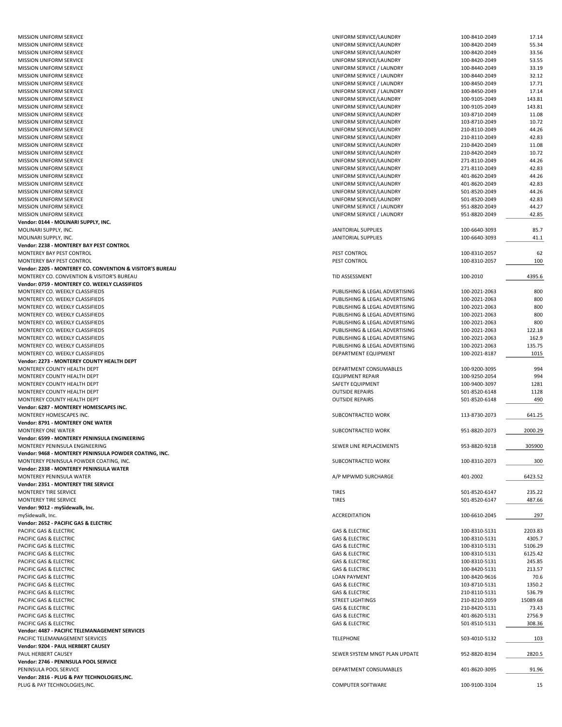| | | | |
|---|---|---|---|
| MISSION UNIFORM SERVICE | UNIFORM SERVICE/LAUNDRY | 100-8410-2049 | 17.14 |
| MISSION UNIFORM SERVICE | UNIFORM SERVICE/LAUNDRY | 100-8420-2049 | 55.34 |
| MISSION UNIFORM SERVICE | UNIFORM SERVICE/LAUNDRY | 100-8420-2049 | 33.56 |
| MISSION UNIFORM SERVICE | UNIFORM SERVICE/LAUNDRY | 100-8420-2049 | 53.55 |
| MISSION UNIFORM SERVICE | UNIFORM SERVICE / LAUNDRY | 100-8440-2049 | 33.19 |
| MISSION UNIFORM SERVICE | UNIFORM SERVICE / LAUNDRY | 100-8440-2049 | 32.12 |
| MISSION UNIFORM SERVICE | UNIFORM SERVICE / LAUNDRY | 100-8450-2049 | 17.71 |
| MISSION UNIFORM SERVICE | UNIFORM SERVICE / LAUNDRY | 100-8450-2049 | 17.14 |
| MISSION UNIFORM SERVICE | UNIFORM SERVICE/LAUNDRY | 100-9105-2049 | 143.81 |
| MISSION UNIFORM SERVICE | UNIFORM SERVICE/LAUNDRY | 100-9105-2049 | 143.81 |
| MISSION UNIFORM SERVICE | UNIFORM SERVICE/LAUNDRY | 103-8710-2049 | 11.08 |
| MISSION UNIFORM SERVICE | UNIFORM SERVICE/LAUNDRY | 103-8710-2049 | 10.72 |
| MISSION UNIFORM SERVICE | UNIFORM SERVICE/LAUNDRY | 210-8110-2049 | 44.26 |
| MISSION UNIFORM SERVICE | UNIFORM SERVICE/LAUNDRY | 210-8110-2049 | 42.83 |
| MISSION UNIFORM SERVICE | UNIFORM SERVICE/LAUNDRY | 210-8420-2049 | 11.08 |
| MISSION UNIFORM SERVICE | UNIFORM SERVICE/LAUNDRY | 210-8420-2049 | 10.72 |
| MISSION UNIFORM SERVICE | UNIFORM SERVICE/LAUNDRY | 271-8110-2049 | 44.26 |
| MISSION UNIFORM SERVICE | UNIFORM SERVICE/LAUNDRY | 271-8110-2049 | 42.83 |
| MISSION UNIFORM SERVICE | UNIFORM SERVICE/LAUNDRY | 401-8620-2049 | 44.26 |
| MISSION UNIFORM SERVICE | UNIFORM SERVICE/LAUNDRY | 401-8620-2049 | 42.83 |
| MISSION UNIFORM SERVICE | UNIFORM SERVICE/LAUNDRY | 501-8520-2049 | 44.26 |
| MISSION UNIFORM SERVICE | UNIFORM SERVICE/LAUNDRY | 501-8520-2049 | 42.83 |
| MISSION UNIFORM SERVICE | UNIFORM SERVICE / LAUNDRY | 951-8820-2049 | 44.27 |
| MISSION UNIFORM SERVICE | UNIFORM SERVICE / LAUNDRY | 951-8820-2049 | 42.85 |
| **Vendor: 0144 - MOLINARI SUPPLY, INC.** | | | |
| MOLINARI SUPPLY, INC. | JANITORIAL SUPPLIES | 100-6640-3093 | 85.7 |
| MOLINARI SUPPLY, INC. | JANITORIAL SUPPLIES | 100-6640-3093 | 41.1 |
| **Vendor: 2238 - MONTEREY BAY PEST CONTROL** | | | |
| MONTEREY BAY PEST CONTROL | PEST CONTROL | 100-8310-2057 | 62 |
| MONTEREY BAY PEST CONTROL | PEST CONTROL | 100-8310-2057 | 100 |
| **Vendor: 2205 - MONTEREY CO. CONVENTION & VISITOR'S BUREAU** | | | |
| MONTEREY CO. CONVENTION & VISITOR'S BUREAU | TID ASSESSMENT | 100-2010 | 4395.6 |
| **Vendor: 0759 - MONTEREY CO. WEEKLY CLASSIFIEDS** | | | |
| MONTEREY CO. WEEKLY CLASSIFIEDS | PUBLISHING & LEGAL ADVERTISING | 100-2021-2063 | 800 |
| MONTEREY CO. WEEKLY CLASSIFIEDS | PUBLISHING & LEGAL ADVERTISING | 100-2021-2063 | 800 |
| MONTEREY CO. WEEKLY CLASSIFIEDS | PUBLISHING & LEGAL ADVERTISING | 100-2021-2063 | 800 |
| MONTEREY CO. WEEKLY CLASSIFIEDS | PUBLISHING & LEGAL ADVERTISING | 100-2021-2063 | 800 |
| MONTEREY CO. WEEKLY CLASSIFIEDS | PUBLISHING & LEGAL ADVERTISING | 100-2021-2063 | 800 |
| MONTEREY CO. WEEKLY CLASSIFIEDS | PUBLISHING & LEGAL ADVERTISING | 100-2021-2063 | 122.18 |
| MONTEREY CO. WEEKLY CLASSIFIEDS | PUBLISHING & LEGAL ADVERTISING | 100-2021-2063 | 162.9 |
| MONTEREY CO. WEEKLY CLASSIFIEDS | PUBLISHING & LEGAL ADVERTISING | 100-2021-2063 | 135.75 |
| MONTEREY CO. WEEKLY CLASSIFIEDS | DEPARTMENT EQUIPMENT | 100-2021-8187 | 1015 |
| **Vendor: 2273 - MONTEREY COUNTY HEALTH DEPT** | | | |
| MONTEREY COUNTY HEALTH DEPT | DEPARTMENT CONSUMABLES | 100-9200-3095 | 994 |
| MONTEREY COUNTY HEALTH DEPT | EQUIPMENT REPAIR | 100-9250-2054 | 994 |
| MONTEREY COUNTY HEALTH DEPT | SAFETY EQUIPMENT | 100-9400-3097 | 1281 |
| MONTEREY COUNTY HEALTH DEPT | OUTSIDE REPAIRS | 501-8520-6148 | 1128 |
| MONTEREY COUNTY HEALTH DEPT | OUTSIDE REPAIRS | 501-8520-6148 | 490 |
| **Vendor: 6287 - MONTEREY HOMESCAPES INC.** | | | |
| MONTEREY HOMESCAPES INC. | SUBCONTRACTED WORK | 113-8730-2073 | 641.25 |
| **Vendor: 8791 - MONTEREY ONE WATER** | | | |
| MONTEREY ONE WATER | SUBCONTRACTED WORK | 951-8820-2073 | 2000.29 |
| **Vendor: 6599 - MONTEREY PENINSULA ENGINEERING** | | | |
| MONTEREY PENINSULA ENGINEERING | SEWER LINE REPLACEMENTS | 953-8820-9218 | 305900 |
| **Vendor: 9468 - MONTEREY PENINSULA POWDER COATING, INC.** | | | |
| MONTEREY PENINSULA POWDER COATING, INC. | SUBCONTRACTED WORK | 100-8310-2073 | 300 |
| **Vendor: 2338 - MONTEREY PENINSULA WATER** | | | |
| MONTEREY PENINSULA WATER | A/P MPWMD SURCHARGE | 401-2002 | 6423.52 |
| **Vendor: 2351 - MONTEREY TIRE SERVICE** | | | |
| MONTEREY TIRE SERVICE | TIRES | 501-8520-6147 | 235.22 |
| MONTEREY TIRE SERVICE | TIRES | 501-8520-6147 | 487.66 |
| **Vendor: 9012 - mySidewalk, Inc.** | | | |
| mySidewalk, Inc. | ACCREDITATION | 100-6610-2045 | 297 |
| **Vendor: 2652 - PACIFIC GAS & ELECTRIC** | | | |
| PACIFIC GAS & ELECTRIC | GAS & ELECTRIC | 100-8310-5131 | 2203.83 |
| PACIFIC GAS & ELECTRIC | GAS & ELECTRIC | 100-8310-5131 | 4305.7 |
| PACIFIC GAS & ELECTRIC | GAS & ELECTRIC | 100-8310-5131 | 5106.29 |
| PACIFIC GAS & ELECTRIC | GAS & ELECTRIC | 100-8310-5131 | 6125.42 |
| PACIFIC GAS & ELECTRIC | GAS & ELECTRIC | 100-8310-5131 | 245.85 |
| PACIFIC GAS & ELECTRIC | GAS & ELECTRIC | 100-8420-5131 | 213.57 |
| PACIFIC GAS & ELECTRIC | LOAN PAYMENT | 100-8420-9616 | 70.6 |
| PACIFIC GAS & ELECTRIC | GAS & ELECTRIC | 103-8710-5131 | 1350.2 |
| PACIFIC GAS & ELECTRIC | GAS & ELECTRIC | 210-8110-5131 | 536.79 |
| PACIFIC GAS & ELECTRIC | STREET LIGHTINGS | 210-8210-2059 | 15089.68 |
| PACIFIC GAS & ELECTRIC | GAS & ELECTRIC | 210-8420-5131 | 73.43 |
| PACIFIC GAS & ELECTRIC | GAS & ELECTRIC | 401-8620-5131 | 2756.9 |
| PACIFIC GAS & ELECTRIC | GAS & ELECTRIC | 501-8510-5131 | 308.36 |
| **Vendor: 4487 - PACIFIC TELEMANAGEMENT SERVICES** | | | |
| PACIFIC TELEMANAGEMENT SERVICES | TELEPHONE | 503-4010-5132 | 103 |
| **Vendor: 9204 - PAUL HERBERT CAUSEY** | | | |
| PAUL HERBERT CAUSEY | SEWER SYSTEM MNGT PLAN UPDATE | 952-8820-8194 | 2820.5 |
| **Vendor: 2746 - PENINSULA POOL SERVICE** | | | |
| PENINSULA POOL SERVICE | DEPARTMENT CONSUMABLES | 401-8620-3095 | 91.96 |
| **Vendor: 2816 - PLUG & PAY TECHNOLOGIES,INC.** | | | |
| PLUG & PAY TECHNOLOGIES,INC. | COMPUTER SOFTWARE | 100-9100-3104 | 15 |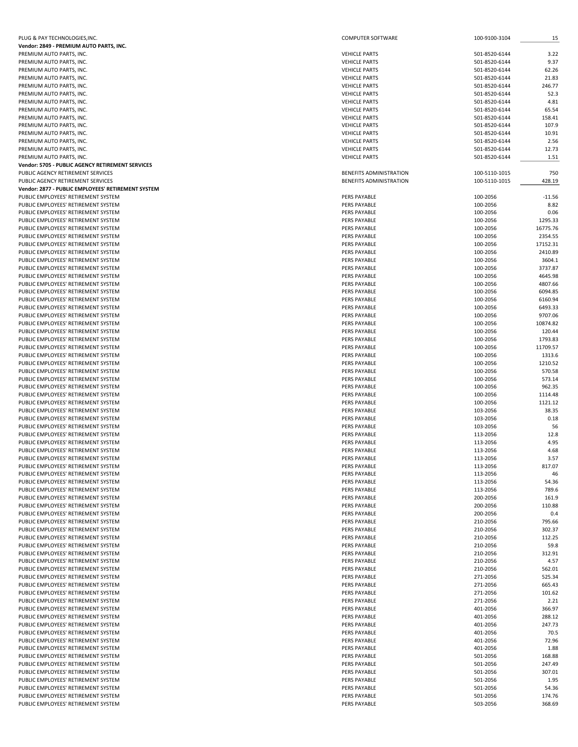| | | | |
|---|---|---|---|
| PLUG & PAY TECHNOLOGIES,INC. | COMPUTER SOFTWARE | 100-9100-3104 | 15 |
| **Vendor: 2849 - PREMIUM AUTO PARTS, INC.** | | | |
| PREMIUM AUTO PARTS, INC. | VEHICLE PARTS | 501-8520-6144 | 3.22 |
| PREMIUM AUTO PARTS, INC. | VEHICLE PARTS | 501-8520-6144 | 9.37 |
| PREMIUM AUTO PARTS, INC. | VEHICLE PARTS | 501-8520-6144 | 62.26 |
| PREMIUM AUTO PARTS, INC. | VEHICLE PARTS | 501-8520-6144 | 21.83 |
| PREMIUM AUTO PARTS, INC. | VEHICLE PARTS | 501-8520-6144 | 246.77 |
| PREMIUM AUTO PARTS, INC. | VEHICLE PARTS | 501-8520-6144 | 52.3 |
| PREMIUM AUTO PARTS, INC. | VEHICLE PARTS | 501-8520-6144 | 4.81 |
| PREMIUM AUTO PARTS, INC. | VEHICLE PARTS | 501-8520-6144 | 65.54 |
| PREMIUM AUTO PARTS, INC. | VEHICLE PARTS | 501-8520-6144 | 158.41 |
| PREMIUM AUTO PARTS, INC. | VEHICLE PARTS | 501-8520-6144 | 107.9 |
| PREMIUM AUTO PARTS, INC. | VEHICLE PARTS | 501-8520-6144 | 10.91 |
| PREMIUM AUTO PARTS, INC. | VEHICLE PARTS | 501-8520-6144 | 2.56 |
| PREMIUM AUTO PARTS, INC. | VEHICLE PARTS | 501-8520-6144 | 12.73 |
| PREMIUM AUTO PARTS, INC. | VEHICLE PARTS | 501-8520-6144 | 1.51 |
| **Vendor: 5705 - PUBLIC AGENCY RETIREMENT SERVICES** | | | |
| PUBLIC AGENCY RETIREMENT SERVICES | BENEFITS ADMINISTRATION | 100-5110-1015 | 750 |
| PUBLIC AGENCY RETIREMENT SERVICES | BENEFITS ADMINISTRATION | 100-5110-1015 | 428.19 |
| **Vendor: 2877 - PUBLIC EMPLOYEES' RETIREMENT SYSTEM** | | | |
| PUBLIC EMPLOYEES' RETIREMENT SYSTEM | PERS PAYABLE | 100-2056 | -11.56 |
| PUBLIC EMPLOYEES' RETIREMENT SYSTEM | PERS PAYABLE | 100-2056 | 8.82 |
| PUBLIC EMPLOYEES' RETIREMENT SYSTEM | PERS PAYABLE | 100-2056 | 0.06 |
| PUBLIC EMPLOYEES' RETIREMENT SYSTEM | PERS PAYABLE | 100-2056 | 1295.33 |
| PUBLIC EMPLOYEES' RETIREMENT SYSTEM | PERS PAYABLE | 100-2056 | 16775.76 |
| PUBLIC EMPLOYEES' RETIREMENT SYSTEM | PERS PAYABLE | 100-2056 | 2354.55 |
| PUBLIC EMPLOYEES' RETIREMENT SYSTEM | PERS PAYABLE | 100-2056 | 17152.31 |
| PUBLIC EMPLOYEES' RETIREMENT SYSTEM | PERS PAYABLE | 100-2056 | 2410.89 |
| PUBLIC EMPLOYEES' RETIREMENT SYSTEM | PERS PAYABLE | 100-2056 | 3604.1 |
| PUBLIC EMPLOYEES' RETIREMENT SYSTEM | PERS PAYABLE | 100-2056 | 3737.87 |
| PUBLIC EMPLOYEES' RETIREMENT SYSTEM | PERS PAYABLE | 100-2056 | 4645.98 |
| PUBLIC EMPLOYEES' RETIREMENT SYSTEM | PERS PAYABLE | 100-2056 | 4807.66 |
| PUBLIC EMPLOYEES' RETIREMENT SYSTEM | PERS PAYABLE | 100-2056 | 6094.85 |
| PUBLIC EMPLOYEES' RETIREMENT SYSTEM | PERS PAYABLE | 100-2056 | 6160.94 |
| PUBLIC EMPLOYEES' RETIREMENT SYSTEM | PERS PAYABLE | 100-2056 | 6493.33 |
| PUBLIC EMPLOYEES' RETIREMENT SYSTEM | PERS PAYABLE | 100-2056 | 9707.06 |
| PUBLIC EMPLOYEES' RETIREMENT SYSTEM | PERS PAYABLE | 100-2056 | 10874.82 |
| PUBLIC EMPLOYEES' RETIREMENT SYSTEM | PERS PAYABLE | 100-2056 | 120.44 |
| PUBLIC EMPLOYEES' RETIREMENT SYSTEM | PERS PAYABLE | 100-2056 | 1793.83 |
| PUBLIC EMPLOYEES' RETIREMENT SYSTEM | PERS PAYABLE | 100-2056 | 11709.57 |
| PUBLIC EMPLOYEES' RETIREMENT SYSTEM | PERS PAYABLE | 100-2056 | 1313.6 |
| PUBLIC EMPLOYEES' RETIREMENT SYSTEM | PERS PAYABLE | 100-2056 | 1210.52 |
| PUBLIC EMPLOYEES' RETIREMENT SYSTEM | PERS PAYABLE | 100-2056 | 570.58 |
| PUBLIC EMPLOYEES' RETIREMENT SYSTEM | PERS PAYABLE | 100-2056 | 573.14 |
| PUBLIC EMPLOYEES' RETIREMENT SYSTEM | PERS PAYABLE | 100-2056 | 962.35 |
| PUBLIC EMPLOYEES' RETIREMENT SYSTEM | PERS PAYABLE | 100-2056 | 1114.48 |
| PUBLIC EMPLOYEES' RETIREMENT SYSTEM | PERS PAYABLE | 100-2056 | 1121.12 |
| PUBLIC EMPLOYEES' RETIREMENT SYSTEM | PERS PAYABLE | 103-2056 | 38.35 |
| PUBLIC EMPLOYEES' RETIREMENT SYSTEM | PERS PAYABLE | 103-2056 | 0.18 |
| PUBLIC EMPLOYEES' RETIREMENT SYSTEM | PERS PAYABLE | 103-2056 | 56 |
| PUBLIC EMPLOYEES' RETIREMENT SYSTEM | PERS PAYABLE | 113-2056 | 12.8 |
| PUBLIC EMPLOYEES' RETIREMENT SYSTEM | PERS PAYABLE | 113-2056 | 4.95 |
| PUBLIC EMPLOYEES' RETIREMENT SYSTEM | PERS PAYABLE | 113-2056 | 4.68 |
| PUBLIC EMPLOYEES' RETIREMENT SYSTEM | PERS PAYABLE | 113-2056 | 3.57 |
| PUBLIC EMPLOYEES' RETIREMENT SYSTEM | PERS PAYABLE | 113-2056 | 817.07 |
| PUBLIC EMPLOYEES' RETIREMENT SYSTEM | PERS PAYABLE | 113-2056 | 46 |
| PUBLIC EMPLOYEES' RETIREMENT SYSTEM | PERS PAYABLE | 113-2056 | 54.36 |
| PUBLIC EMPLOYEES' RETIREMENT SYSTEM | PERS PAYABLE | 113-2056 | 789.6 |
| PUBLIC EMPLOYEES' RETIREMENT SYSTEM | PERS PAYABLE | 200-2056 | 161.9 |
| PUBLIC EMPLOYEES' RETIREMENT SYSTEM | PERS PAYABLE | 200-2056 | 110.88 |
| PUBLIC EMPLOYEES' RETIREMENT SYSTEM | PERS PAYABLE | 200-2056 | 0.4 |
| PUBLIC EMPLOYEES' RETIREMENT SYSTEM | PERS PAYABLE | 210-2056 | 795.66 |
| PUBLIC EMPLOYEES' RETIREMENT SYSTEM | PERS PAYABLE | 210-2056 | 302.37 |
| PUBLIC EMPLOYEES' RETIREMENT SYSTEM | PERS PAYABLE | 210-2056 | 112.25 |
| PUBLIC EMPLOYEES' RETIREMENT SYSTEM | PERS PAYABLE | 210-2056 | 59.8 |
| PUBLIC EMPLOYEES' RETIREMENT SYSTEM | PERS PAYABLE | 210-2056 | 312.91 |
| PUBLIC EMPLOYEES' RETIREMENT SYSTEM | PERS PAYABLE | 210-2056 | 4.57 |
| PUBLIC EMPLOYEES' RETIREMENT SYSTEM | PERS PAYABLE | 210-2056 | 562.01 |
| PUBLIC EMPLOYEES' RETIREMENT SYSTEM | PERS PAYABLE | 271-2056 | 525.34 |
| PUBLIC EMPLOYEES' RETIREMENT SYSTEM | PERS PAYABLE | 271-2056 | 665.43 |
| PUBLIC EMPLOYEES' RETIREMENT SYSTEM | PERS PAYABLE | 271-2056 | 101.62 |
| PUBLIC EMPLOYEES' RETIREMENT SYSTEM | PERS PAYABLE | 271-2056 | 2.21 |
| PUBLIC EMPLOYEES' RETIREMENT SYSTEM | PERS PAYABLE | 401-2056 | 366.97 |
| PUBLIC EMPLOYEES' RETIREMENT SYSTEM | PERS PAYABLE | 401-2056 | 288.12 |
| PUBLIC EMPLOYEES' RETIREMENT SYSTEM | PERS PAYABLE | 401-2056 | 247.73 |
| PUBLIC EMPLOYEES' RETIREMENT SYSTEM | PERS PAYABLE | 401-2056 | 70.5 |
| PUBLIC EMPLOYEES' RETIREMENT SYSTEM | PERS PAYABLE | 401-2056 | 72.96 |
| PUBLIC EMPLOYEES' RETIREMENT SYSTEM | PERS PAYABLE | 401-2056 | 1.88 |
| PUBLIC EMPLOYEES' RETIREMENT SYSTEM | PERS PAYABLE | 501-2056 | 168.88 |
| PUBLIC EMPLOYEES' RETIREMENT SYSTEM | PERS PAYABLE | 501-2056 | 247.49 |
| PUBLIC EMPLOYEES' RETIREMENT SYSTEM | PERS PAYABLE | 501-2056 | 307.01 |
| PUBLIC EMPLOYEES' RETIREMENT SYSTEM | PERS PAYABLE | 501-2056 | 1.95 |
| PUBLIC EMPLOYEES' RETIREMENT SYSTEM | PERS PAYABLE | 501-2056 | 54.36 |
| PUBLIC EMPLOYEES' RETIREMENT SYSTEM | PERS PAYABLE | 501-2056 | 174.76 |
| PUBLIC EMPLOYEES' RETIREMENT SYSTEM | PERS PAYABLE | 503-2056 | 368.69 |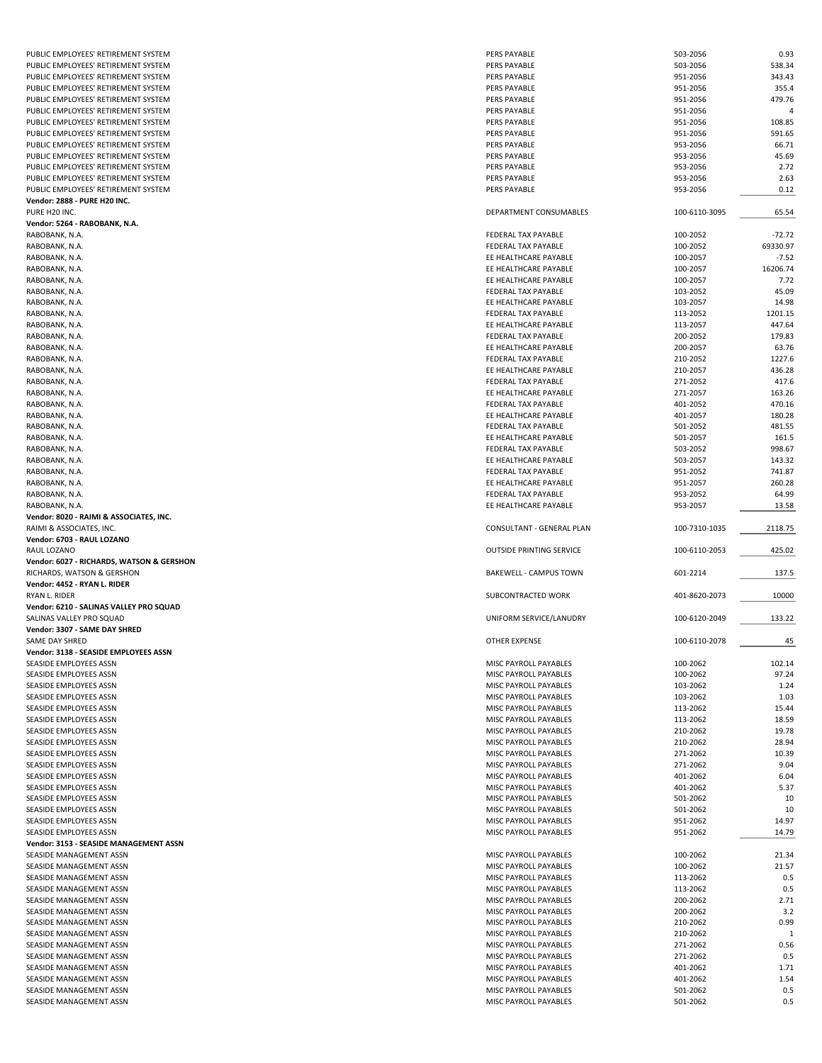| | | | |
|---|---|---|---|
| PUBLIC EMPLOYEES' RETIREMENT SYSTEM | PERS PAYABLE | 503-2056 | 0.93 |
| PUBLIC EMPLOYEES' RETIREMENT SYSTEM | PERS PAYABLE | 503-2056 | 538.34 |
| PUBLIC EMPLOYEES' RETIREMENT SYSTEM | PERS PAYABLE | 951-2056 | 343.43 |
| PUBLIC EMPLOYEES' RETIREMENT SYSTEM | PERS PAYABLE | 951-2056 | 355.4 |
| PUBLIC EMPLOYEES' RETIREMENT SYSTEM | PERS PAYABLE | 951-2056 | 479.76 |
| PUBLIC EMPLOYEES' RETIREMENT SYSTEM | PERS PAYABLE | 951-2056 | 4 |
| PUBLIC EMPLOYEES' RETIREMENT SYSTEM | PERS PAYABLE | 951-2056 | 108.85 |
| PUBLIC EMPLOYEES' RETIREMENT SYSTEM | PERS PAYABLE | 951-2056 | 591.65 |
| PUBLIC EMPLOYEES' RETIREMENT SYSTEM | PERS PAYABLE | 953-2056 | 66.71 |
| PUBLIC EMPLOYEES' RETIREMENT SYSTEM | PERS PAYABLE | 953-2056 | 45.69 |
| PUBLIC EMPLOYEES' RETIREMENT SYSTEM | PERS PAYABLE | 953-2056 | 2.72 |
| PUBLIC EMPLOYEES' RETIREMENT SYSTEM | PERS PAYABLE | 953-2056 | 2.63 |
| PUBLIC EMPLOYEES' RETIREMENT SYSTEM | PERS PAYABLE | 953-2056 | 0.12 |
| **Vendor: 2888 - PURE H20 INC.** | | | |
| PURE H20 INC. | DEPARTMENT CONSUMABLES | 100-6110-3095 | 65.54 |
| **Vendor: 5264 - RABOBANK, N.A.** | | | |
| RABOBANK, N.A. | FEDERAL TAX PAYABLE | 100-2052 | -72.72 |
| RABOBANK, N.A. | FEDERAL TAX PAYABLE | 100-2052 | 69330.97 |
| RABOBANK, N.A. | EE HEALTHCARE PAYABLE | 100-2057 | -7.52 |
| RABOBANK, N.A. | EE HEALTHCARE PAYABLE | 100-2057 | 16206.74 |
| RABOBANK, N.A. | EE HEALTHCARE PAYABLE | 100-2057 | 7.72 |
| RABOBANK, N.A. | FEDERAL TAX PAYABLE | 103-2052 | 45.09 |
| RABOBANK, N.A. | EE HEALTHCARE PAYABLE | 103-2057 | 14.98 |
| RABOBANK, N.A. | FEDERAL TAX PAYABLE | 113-2052 | 1201.15 |
| RABOBANK, N.A. | EE HEALTHCARE PAYABLE | 113-2057 | 447.64 |
| RABOBANK, N.A. | FEDERAL TAX PAYABLE | 200-2052 | 179.83 |
| RABOBANK, N.A. | EE HEALTHCARE PAYABLE | 200-2057 | 63.76 |
| RABOBANK, N.A. | FEDERAL TAX PAYABLE | 210-2052 | 1227.6 |
| RABOBANK, N.A. | EE HEALTHCARE PAYABLE | 210-2057 | 436.28 |
| RABOBANK, N.A. | FEDERAL TAX PAYABLE | 271-2052 | 417.6 |
| RABOBANK, N.A. | EE HEALTHCARE PAYABLE | 271-2057 | 163.26 |
| RABOBANK, N.A. | FEDERAL TAX PAYABLE | 401-2052 | 470.16 |
| RABOBANK, N.A. | EE HEALTHCARE PAYABLE | 401-2057 | 180.28 |
| RABOBANK, N.A. | FEDERAL TAX PAYABLE | 501-2052 | 481.55 |
| RABOBANK, N.A. | EE HEALTHCARE PAYABLE | 501-2057 | 161.5 |
| RABOBANK, N.A. | FEDERAL TAX PAYABLE | 503-2052 | 998.67 |
| RABOBANK, N.A. | EE HEALTHCARE PAYABLE | 503-2057 | 143.32 |
| RABOBANK, N.A. | FEDERAL TAX PAYABLE | 951-2052 | 741.87 |
| RABOBANK, N.A. | EE HEALTHCARE PAYABLE | 951-2057 | 260.28 |
| RABOBANK, N.A. | FEDERAL TAX PAYABLE | 953-2052 | 64.99 |
| RABOBANK, N.A. | EE HEALTHCARE PAYABLE | 953-2057 | 13.58 |
| **Vendor: 8020 - RAIMI & ASSOCIATES, INC.** | | | |
| RAIMI & ASSOCIATES, INC. | CONSULTANT - GENERAL PLAN | 100-7310-1035 | 2118.75 |
| **Vendor: 6703 - RAUL LOZANO** | | | |
| RAUL LOZANO | OUTSIDE PRINTING SERVICE | 100-6110-2053 | 425.02 |
| **Vendor: 6027 - RICHARDS, WATSON & GERSHON** | | | |
| RICHARDS, WATSON & GERSHON | BAKEWELL - CAMPUS TOWN | 601-2214 | 137.5 |
| **Vendor: 4452 - RYAN L. RIDER** | | | |
| RYAN L. RIDER | SUBCONTRACTED WORK | 401-8620-2073 | 10000 |
| **Vendor: 6210 - SALINAS VALLEY PRO SQUAD** | | | |
| SALINAS VALLEY PRO SQUAD | UNIFORM SERVICE/LANUDRY | 100-6120-2049 | 133.22 |
| **Vendor: 3307 - SAME DAY SHRED** | | | |
| SAME DAY SHRED | OTHER EXPENSE | 100-6110-2078 | 45 |
| **Vendor: 3138 - SEASIDE EMPLOYEES ASSN** | | | |
| SEASIDE EMPLOYEES ASSN | MISC PAYROLL PAYABLES | 100-2062 | 102.14 |
| SEASIDE EMPLOYEES ASSN | MISC PAYROLL PAYABLES | 100-2062 | 97.24 |
| SEASIDE EMPLOYEES ASSN | MISC PAYROLL PAYABLES | 103-2062 | 1.24 |
| SEASIDE EMPLOYEES ASSN | MISC PAYROLL PAYABLES | 103-2062 | 1.03 |
| SEASIDE EMPLOYEES ASSN | MISC PAYROLL PAYABLES | 113-2062 | 15.44 |
| SEASIDE EMPLOYEES ASSN | MISC PAYROLL PAYABLES | 113-2062 | 18.59 |
| SEASIDE EMPLOYEES ASSN | MISC PAYROLL PAYABLES | 210-2062 | 19.78 |
| SEASIDE EMPLOYEES ASSN | MISC PAYROLL PAYABLES | 210-2062 | 28.94 |
| SEASIDE EMPLOYEES ASSN | MISC PAYROLL PAYABLES | 271-2062 | 10.39 |
| SEASIDE EMPLOYEES ASSN | MISC PAYROLL PAYABLES | 271-2062 | 9.04 |
| SEASIDE EMPLOYEES ASSN | MISC PAYROLL PAYABLES | 401-2062 | 6.04 |
| SEASIDE EMPLOYEES ASSN | MISC PAYROLL PAYABLES | 401-2062 | 5.37 |
| SEASIDE EMPLOYEES ASSN | MISC PAYROLL PAYABLES | 501-2062 | 10 |
| SEASIDE EMPLOYEES ASSN | MISC PAYROLL PAYABLES | 501-2062 | 10 |
| SEASIDE EMPLOYEES ASSN | MISC PAYROLL PAYABLES | 951-2062 | 14.97 |
| SEASIDE EMPLOYEES ASSN | MISC PAYROLL PAYABLES | 951-2062 | 14.79 |
| **Vendor: 3153 - SEASIDE MANAGEMENT ASSN** | | | |
| SEASIDE MANAGEMENT ASSN | MISC PAYROLL PAYABLES | 100-2062 | 21.34 |
| SEASIDE MANAGEMENT ASSN | MISC PAYROLL PAYABLES | 100-2062 | 21.57 |
| SEASIDE MANAGEMENT ASSN | MISC PAYROLL PAYABLES | 113-2062 | 0.5 |
| SEASIDE MANAGEMENT ASSN | MISC PAYROLL PAYABLES | 113-2062 | 0.5 |
| SEASIDE MANAGEMENT ASSN | MISC PAYROLL PAYABLES | 200-2062 | 2.71 |
| SEASIDE MANAGEMENT ASSN | MISC PAYROLL PAYABLES | 200-2062 | 3.2 |
| SEASIDE MANAGEMENT ASSN | MISC PAYROLL PAYABLES | 210-2062 | 0.99 |
| SEASIDE MANAGEMENT ASSN | MISC PAYROLL PAYABLES | 210-2062 | 1 |
| SEASIDE MANAGEMENT ASSN | MISC PAYROLL PAYABLES | 271-2062 | 0.56 |
| SEASIDE MANAGEMENT ASSN | MISC PAYROLL PAYABLES | 271-2062 | 0.5 |
| SEASIDE MANAGEMENT ASSN | MISC PAYROLL PAYABLES | 401-2062 | 1.71 |
| SEASIDE MANAGEMENT ASSN | MISC PAYROLL PAYABLES | 401-2062 | 1.54 |
| SEASIDE MANAGEMENT ASSN | MISC PAYROLL PAYABLES | 501-2062 | 0.5 |
| SEASIDE MANAGEMENT ASSN | MISC PAYROLL PAYABLES | 501-2062 | 0.5 |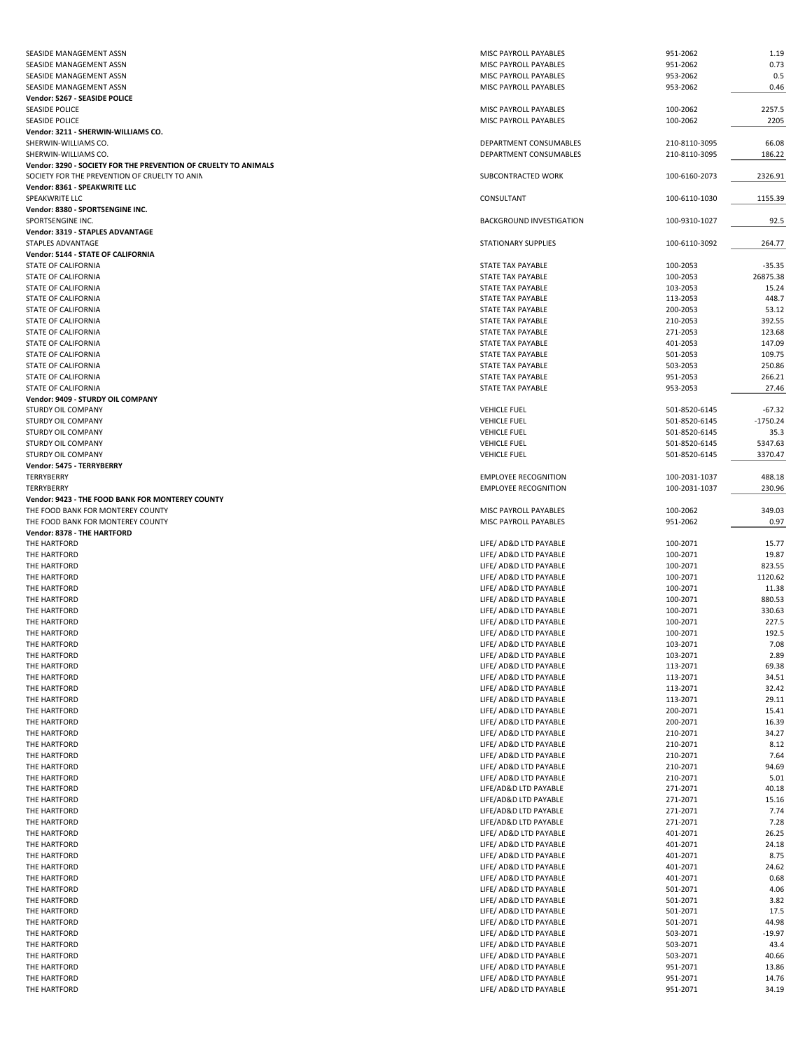| | | | |
|---|---|---|---|
| SEASIDE MANAGEMENT ASSN | MISC PAYROLL PAYABLES | 951-2062 | 1.19 |
| SEASIDE MANAGEMENT ASSN | MISC PAYROLL PAYABLES | 951-2062 | 0.73 |
| SEASIDE MANAGEMENT ASSN | MISC PAYROLL PAYABLES | 953-2062 | 0.5 |
| SEASIDE MANAGEMENT ASSN | MISC PAYROLL PAYABLES | 953-2062 | 0.46 |
| **Vendor: 5267 - SEASIDE POLICE** | | | |
| SEASIDE POLICE | MISC PAYROLL PAYABLES | 100-2062 | 2257.5 |
| SEASIDE POLICE | MISC PAYROLL PAYABLES | 100-2062 | 2205 |
| **Vendor: 3211 - SHERWIN-WILLIAMS CO.** | | | |
| SHERWIN-WILLIAMS CO. | DEPARTMENT CONSUMABLES | 210-8110-3095 | 66.08 |
| SHERWIN-WILLIAMS CO. | DEPARTMENT CONSUMABLES | 210-8110-3095 | 186.22 |
| **Vendor: 3290 - SOCIETY FOR THE PREVENTION OF CRUELTY TO ANIMALS** | | | |
| SOCIETY FOR THE PREVENTION OF CRUELTY TO ANIM | SUBCONTRACTED WORK | 100-6160-2073 | 2326.91 |
| **Vendor: 8361 - SPEAKWRITE LLC** | | | |
| SPEAKWRITE LLC | CONSULTANT | 100-6110-1030 | 1155.39 |
| **Vendor: 8380 - SPORTSENGINE INC.** | | | |
| SPORTSENGINE INC. | BACKGROUND INVESTIGATION | 100-9310-1027 | 92.5 |
| **Vendor: 3319 - STAPLES ADVANTAGE** | | | |
| STAPLES ADVANTAGE | STATIONARY SUPPLIES | 100-6110-3092 | 264.77 |
| **Vendor: 5144 - STATE OF CALIFORNIA** | | | |
| STATE OF CALIFORNIA | STATE TAX PAYABLE | 100-2053 | -35.35 |
| STATE OF CALIFORNIA | STATE TAX PAYABLE | 100-2053 | 26875.38 |
| STATE OF CALIFORNIA | STATE TAX PAYABLE | 103-2053 | 15.24 |
| STATE OF CALIFORNIA | STATE TAX PAYABLE | 113-2053 | 448.7 |
| STATE OF CALIFORNIA | STATE TAX PAYABLE | 200-2053 | 53.12 |
| STATE OF CALIFORNIA | STATE TAX PAYABLE | 210-2053 | 392.55 |
| STATE OF CALIFORNIA | STATE TAX PAYABLE | 271-2053 | 123.68 |
| STATE OF CALIFORNIA | STATE TAX PAYABLE | 401-2053 | 147.09 |
| STATE OF CALIFORNIA | STATE TAX PAYABLE | 501-2053 | 109.75 |
| STATE OF CALIFORNIA | STATE TAX PAYABLE | 503-2053 | 250.86 |
| STATE OF CALIFORNIA | STATE TAX PAYABLE | 951-2053 | 266.21 |
| STATE OF CALIFORNIA | STATE TAX PAYABLE | 953-2053 | 27.46 |
| **Vendor: 9409 - STURDY OIL COMPANY** | | | |
| STURDY OIL COMPANY | VEHICLE FUEL | 501-8520-6145 | -67.32 |
| STURDY OIL COMPANY | VEHICLE FUEL | 501-8520-6145 | -1750.24 |
| STURDY OIL COMPANY | VEHICLE FUEL | 501-8520-6145 | 35.3 |
| STURDY OIL COMPANY | VEHICLE FUEL | 501-8520-6145 | 5347.63 |
| STURDY OIL COMPANY | VEHICLE FUEL | 501-8520-6145 | 3370.47 |
| **Vendor: 5475 - TERRYBERRY** | | | |
| TERRYBERRY | EMPLOYEE RECOGNITION | 100-2031-1037 | 488.18 |
| TERRYBERRY | EMPLOYEE RECOGNITION | 100-2031-1037 | 230.96 |
| **Vendor: 9423 - THE FOOD BANK FOR MONTEREY COUNTY** | | | |
| THE FOOD BANK FOR MONTEREY COUNTY | MISC PAYROLL PAYABLES | 100-2062 | 349.03 |
| THE FOOD BANK FOR MONTEREY COUNTY | MISC PAYROLL PAYABLES | 951-2062 | 0.97 |
| **Vendor: 8378 - THE HARTFORD** | | | |
| THE HARTFORD | LIFE/ AD&D LTD PAYABLE | 100-2071 | 15.77 |
| THE HARTFORD | LIFE/ AD&D LTD PAYABLE | 100-2071 | 19.87 |
| THE HARTFORD | LIFE/ AD&D LTD PAYABLE | 100-2071 | 823.55 |
| THE HARTFORD | LIFE/ AD&D LTD PAYABLE | 100-2071 | 1120.62 |
| THE HARTFORD | LIFE/ AD&D LTD PAYABLE | 100-2071 | 11.38 |
| THE HARTFORD | LIFE/ AD&D LTD PAYABLE | 100-2071 | 880.53 |
| THE HARTFORD | LIFE/ AD&D LTD PAYABLE | 100-2071 | 330.63 |
| THE HARTFORD | LIFE/ AD&D LTD PAYABLE | 100-2071 | 227.5 |
| THE HARTFORD | LIFE/ AD&D LTD PAYABLE | 100-2071 | 192.5 |
| THE HARTFORD | LIFE/ AD&D LTD PAYABLE | 103-2071 | 7.08 |
| THE HARTFORD | LIFE/ AD&D LTD PAYABLE | 103-2071 | 2.89 |
| THE HARTFORD | LIFE/ AD&D LTD PAYABLE | 113-2071 | 69.38 |
| THE HARTFORD | LIFE/ AD&D LTD PAYABLE | 113-2071 | 34.51 |
| THE HARTFORD | LIFE/ AD&D LTD PAYABLE | 113-2071 | 32.42 |
| THE HARTFORD | LIFE/ AD&D LTD PAYABLE | 113-2071 | 29.11 |
| THE HARTFORD | LIFE/ AD&D LTD PAYABLE | 200-2071 | 15.41 |
| THE HARTFORD | LIFE/ AD&D LTD PAYABLE | 200-2071 | 16.39 |
| THE HARTFORD | LIFE/ AD&D LTD PAYABLE | 210-2071 | 34.27 |
| THE HARTFORD | LIFE/ AD&D LTD PAYABLE | 210-2071 | 8.12 |
| THE HARTFORD | LIFE/ AD&D LTD PAYABLE | 210-2071 | 7.64 |
| THE HARTFORD | LIFE/ AD&D LTD PAYABLE | 210-2071 | 94.69 |
| THE HARTFORD | LIFE/ AD&D LTD PAYABLE | 210-2071 | 5.01 |
| THE HARTFORD | LIFE/AD&D LTD PAYABLE | 271-2071 | 40.18 |
| THE HARTFORD | LIFE/AD&D LTD PAYABLE | 271-2071 | 15.16 |
| THE HARTFORD | LIFE/AD&D LTD PAYABLE | 271-2071 | 7.74 |
| THE HARTFORD | LIFE/AD&D LTD PAYABLE | 271-2071 | 7.28 |
| THE HARTFORD | LIFE/ AD&D LTD PAYABLE | 401-2071 | 26.25 |
| THE HARTFORD | LIFE/ AD&D LTD PAYABLE | 401-2071 | 24.18 |
| THE HARTFORD | LIFE/ AD&D LTD PAYABLE | 401-2071 | 8.75 |
| THE HARTFORD | LIFE/ AD&D LTD PAYABLE | 401-2071 | 24.62 |
| THE HARTFORD | LIFE/ AD&D LTD PAYABLE | 401-2071 | 0.68 |
| THE HARTFORD | LIFE/ AD&D LTD PAYABLE | 501-2071 | 4.06 |
| THE HARTFORD | LIFE/ AD&D LTD PAYABLE | 501-2071 | 3.82 |
| THE HARTFORD | LIFE/ AD&D LTD PAYABLE | 501-2071 | 17.5 |
| THE HARTFORD | LIFE/ AD&D LTD PAYABLE | 501-2071 | 44.98 |
| THE HARTFORD | LIFE/ AD&D LTD PAYABLE | 503-2071 | -19.97 |
| THE HARTFORD | LIFE/ AD&D LTD PAYABLE | 503-2071 | 43.4 |
| THE HARTFORD | LIFE/ AD&D LTD PAYABLE | 503-2071 | 40.66 |
| THE HARTFORD | LIFE/ AD&D LTD PAYABLE | 951-2071 | 13.86 |
| THE HARTFORD | LIFE/ AD&D LTD PAYABLE | 951-2071 | 14.76 |
| THE HARTFORD | LIFE/ AD&D LTD PAYABLE | 951-2071 | 34.19 |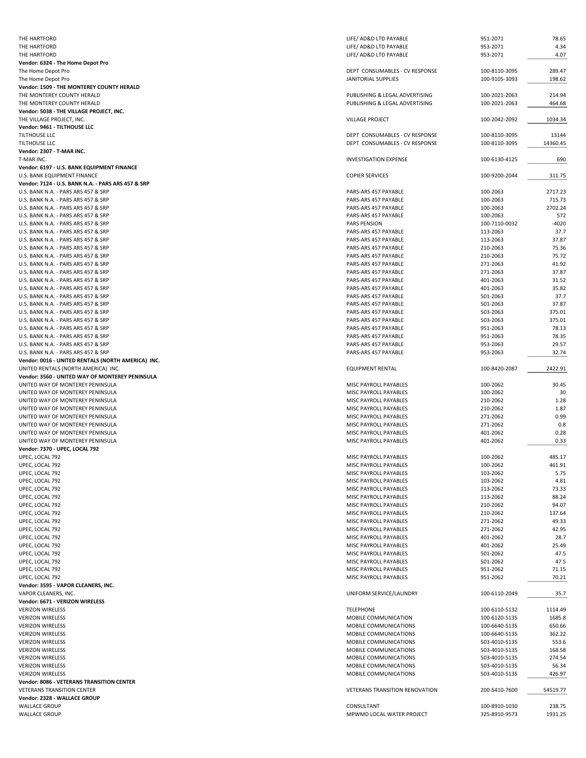| | | | |
|---|---|---|---|
| THE HARTFORD | LIFE/ AD&D LTD PAYABLE | 951-2071 | 78.65 |
| THE HARTFORD | LIFE/ AD&D LTD PAYABLE | 953-2071 | 4.34 |
| THE HARTFORD | LIFE/ AD&D LTD PAYABLE | 953-2071 | 4.07 |
| **Vendor: 6324 - The Home Depot Pro** | | | |
| The Home Depot Pro | DEPT CONSUMABLES - CV RESPONSE | 100-8110-3095 | 289.47 |
| The Home Depot Pro | JANITORIAL SUPPLIES | 100-9105-3093 | 198.62 |
| **Vendor: 1509 - THE MONTEREY COUNTY HERALD** | | | |
| THE MONTEREY COUNTY HERALD | PUBLISHING & LEGAL ADVERTISING | 100-2021-2063 | 214.94 |
| THE MONTEREY COUNTY HERALD | PUBLISHING & LEGAL ADVERTISING | 100-2021-2063 | 464.68 |
| **Vendor: 5038 - THE VILLAGE PROJECT, INC.** | | | |
| THE VILLAGE PROJECT, INC. | VILLAGE PROJECT | 100-2042-2092 | 1034.34 |
| **Vendor: 9461 - TILTHOUSE LLC** | | | |
| TILTHOUSE LLC | DEPT CONSUMABLES - CV RESPONSE | 100-8110-3095 | 13144 |
| TILTHOUSE LLC | DEPT CONSUMABLES - CV RESPONSE | 100-8110-3095 | 14360.45 |
| **Vendor: 2307 - T-MAR INC.** | | | |
| T-MAR INC. | INVESTIGATION EXPENSE | 100-6130-4125 | 690 |
| **Vendor: 6197 - U.S. BANK EQUIPMENT FINANCE** | | | |
| U.S. BANK EQUIPMENT FINANCE | COPIER SERVICES | 100-9200-2044 | 311.75 |
| **Vendor: 7124 - U.S. BANK N.A. - PARS ARS 457 & SRP** | | | |
| U.S. BANK N.A. - PARS ARS 457 & SRP | PARS-ARS 457 PAYABLE | 100-2063 | 2717.23 |
| U.S. BANK N.A. - PARS ARS 457 & SRP | PARS-ARS 457 PAYABLE | 100-2063 | 715.73 |
| U.S. BANK N.A. - PARS ARS 457 & SRP | PARS-ARS 457 PAYABLE | 100-2063 | 2702.24 |
| U.S. BANK N.A. - PARS ARS 457 & SRP | PARS-ARS 457 PAYABLE | 100-2063 | 572 |
| U.S. BANK N.A. - PARS ARS 457 & SRP | PARS PENSION | 100-7110-0032 | -4020 |
| U.S. BANK N.A. - PARS ARS 457 & SRP | PARS-ARS 457 PAYABLE | 113-2063 | 37.7 |
| U.S. BANK N.A. - PARS ARS 457 & SRP | PARS-ARS 457 PAYABLE | 113-2063 | 37.87 |
| U.S. BANK N.A. - PARS ARS 457 & SRP | PARS-ARS 457 PAYABLE | 210-2063 | 75.36 |
| U.S. BANK N.A. - PARS ARS 457 & SRP | PARS-ARS 457 PAYABLE | 210-2063 | 75.72 |
| U.S. BANK N.A. - PARS ARS 457 & SRP | PARS-ARS 457 PAYABLE | 271-2063 | 41.92 |
| U.S. BANK N.A. - PARS ARS 457 & SRP | PARS-ARS 457 PAYABLE | 271-2063 | 37.87 |
| U.S. BANK N.A. - PARS ARS 457 & SRP | PARS-ARS 457 PAYABLE | 401-2063 | 31.52 |
| U.S. BANK N.A. - PARS ARS 457 & SRP | PARS-ARS 457 PAYABLE | 401-2063 | 35.82 |
| U.S. BANK N.A. - PARS ARS 457 & SRP | PARS-ARS 457 PAYABLE | 501-2063 | 37.7 |
| U.S. BANK N.A. - PARS ARS 457 & SRP | PARS-ARS 457 PAYABLE | 501-2063 | 37.87 |
| U.S. BANK N.A. - PARS ARS 457 & SRP | PARS-ARS 457 PAYABLE | 503-2063 | 375.01 |
| U.S. BANK N.A. - PARS ARS 457 & SRP | PARS-ARS 457 PAYABLE | 503-2063 | 375.01 |
| U.S. BANK N.A. - PARS ARS 457 & SRP | PARS-ARS 457 PAYABLE | 951-2063 | 78.13 |
| U.S. BANK N.A. - PARS ARS 457 & SRP | PARS-ARS 457 PAYABLE | 951-2063 | 78.35 |
| U.S. BANK N.A. - PARS ARS 457 & SRP | PARS-ARS 457 PAYABLE | 953-2063 | 29.57 |
| U.S. BANK N.A. - PARS ARS 457 & SRP | PARS-ARS 457 PAYABLE | 953-2063 | 32.74 |
| **Vendor: 0016 - UNITED RENTALS (NORTH AMERICA) INC.** | | | |
| UNITED RENTALS (NORTH AMERICA) INC. | EQUIPMENT RENTAL | 100-8420-2087 | 2422.91 |
| **Vendor: 3560 - UNITED WAY OF MONTEREY PENINSULA** | | | |
| UNITED WAY OF MONTEREY PENINSULA | MISC PAYROLL PAYABLES | 100-2062 | 30.45 |
| UNITED WAY OF MONTEREY PENINSULA | MISC PAYROLL PAYABLES | 100-2062 | 30 |
| UNITED WAY OF MONTEREY PENINSULA | MISC PAYROLL PAYABLES | 210-2062 | 1.28 |
| UNITED WAY OF MONTEREY PENINSULA | MISC PAYROLL PAYABLES | 210-2062 | 1.87 |
| UNITED WAY OF MONTEREY PENINSULA | MISC PAYROLL PAYABLES | 271-2062 | 0.99 |
| UNITED WAY OF MONTEREY PENINSULA | MISC PAYROLL PAYABLES | 271-2062 | 0.8 |
| UNITED WAY OF MONTEREY PENINSULA | MISC PAYROLL PAYABLES | 401-2062 | 0.28 |
| UNITED WAY OF MONTEREY PENINSULA | MISC PAYROLL PAYABLES | 401-2062 | 0.33 |
| **Vendor: 7370 - UPEC, LOCAL 792** | | | |
| UPEC, LOCAL 792 | MISC PAYROLL PAYABLES | 100-2062 | 485.17 |
| UPEC, LOCAL 792 | MISC PAYROLL PAYABLES | 100-2062 | 461.91 |
| UPEC, LOCAL 792 | MISC PAYROLL PAYABLES | 103-2062 | 5.75 |
| UPEC, LOCAL 792 | MISC PAYROLL PAYABLES | 103-2062 | 4.81 |
| UPEC, LOCAL 792 | MISC PAYROLL PAYABLES | 113-2062 | 73.33 |
| UPEC, LOCAL 792 | MISC PAYROLL PAYABLES | 113-2062 | 88.24 |
| UPEC, LOCAL 792 | MISC PAYROLL PAYABLES | 210-2062 | 94.07 |
| UPEC, LOCAL 792 | MISC PAYROLL PAYABLES | 210-2062 | 137.64 |
| UPEC, LOCAL 792 | MISC PAYROLL PAYABLES | 271-2062 | 49.33 |
| UPEC, LOCAL 792 | MISC PAYROLL PAYABLES | 271-2062 | 42.95 |
| UPEC, LOCAL 792 | MISC PAYROLL PAYABLES | 401-2062 | 28.7 |
| UPEC, LOCAL 792 | MISC PAYROLL PAYABLES | 401-2062 | 25.49 |
| UPEC, LOCAL 792 | MISC PAYROLL PAYABLES | 501-2062 | 47.5 |
| UPEC, LOCAL 792 | MISC PAYROLL PAYABLES | 501-2062 | 47.5 |
| UPEC, LOCAL 792 | MISC PAYROLL PAYABLES | 951-2062 | 71.15 |
| UPEC, LOCAL 792 | MISC PAYROLL PAYABLES | 951-2062 | 70.21 |
| **Vendor: 3595 - VAPOR CLEANERS, INC.** | | | |
| VAPOR CLEANERS, INC. | UNIFORM SERVICE/LAUNDRY | 100-6110-2049 | 35.7 |
| **Vendor: 6671 - VERIZON WIRELESS** | | | |
| VERIZON WIRELESS | TELEPHONE | 100-6110-5132 | 1114.49 |
| VERIZON WIRELESS | MOBILE COMMUNICATION | 100-6120-5135 | 1685.8 |
| VERIZON WIRELESS | MOBILE COMMUNICATIONS | 100-6640-5135 | 650.66 |
| VERIZON WIRELESS | MOBILE COMMUNICATIONS | 100-6640-5135 | 362.22 |
| VERIZON WIRELESS | MOBILE COMMUNICATIONS | 503-4010-5135 | 553.6 |
| VERIZON WIRELESS | MOBILE COMMUNICATIONS | 503-4010-5135 | 168.58 |
| VERIZON WIRELESS | MOBILE COMMUNICATIONS | 503-4010-5135 | 274.54 |
| VERIZON WIRELESS | MOBILE COMMUNICATIONS | 503-4010-5135 | 56.34 |
| VERIZON WIRELESS | MOBILE COMMUNICATIONS | 503-4010-5135 | 426.97 |
| **Vendor: 8086 - VETERANS TRANSITION CENTER** | | | |
| VETERANS TRANSITION CENTER | VETERANS TRANSITION RENOVATION | 200-5410-7600 | 54519.77 |
| **Vendor: 2328 - WALLACE GROUP** | | | |
| WALLACE GROUP | CONSULTANT | 100-8910-1030 | 238.75 |
| WALLACE GROUP | MPWMD LOCAL WATER PROJECT | 325-8910-9573 | 1931.25 |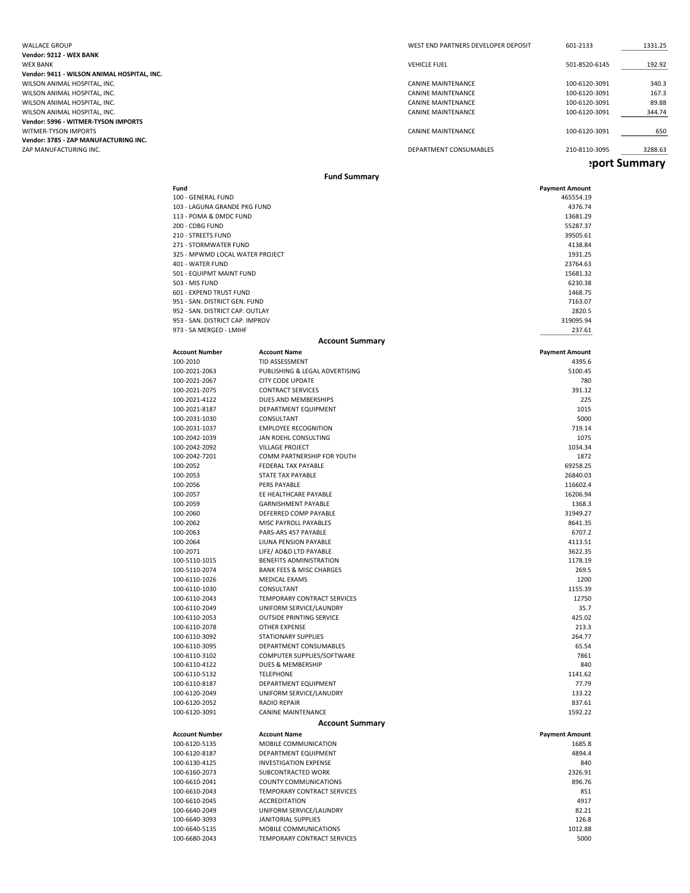| | | | |
|---|---|---|---|
| WALLACE GROUP | WEST END PARTNERS DEVELOPER DEPOSIT | 601-2133 | 1331.25 |
| **Vendor: 9212 - WEX BANK** | | | |
| WEX BANK | VEHICLE FUEL | 501-8520-6145 | 192.92 |
| **Vendor: 9411 - WILSON ANIMAL HOSPITAL, INC.** | | | |
| WILSON ANIMAL HOSPITAL, INC. | CANINE MAINTENANCE | 100-6120-3091 | 340.3 |
| WILSON ANIMAL HOSPITAL, INC. | CANINE MAINTENANCE | 100-6120-3091 | 167.3 |
| WILSON ANIMAL HOSPITAL, INC. | CANINE MAINTENANCE | 100-6120-3091 | 89.88 |
| WILSON ANIMAL HOSPITAL, INC. | CANINE MAINTENANCE | 100-6120-3091 | 344.74 |
| **Vendor: 5996 - WITMER-TYSON IMPORTS** | | | |
| WITMER-TYSON IMPORTS | CANINE MAINTENANCE | 100-6120-3091 | 650 |
| **Vendor: 3785 - ZAP MANUFACTURING INC.** | | | |
| ZAP MANUFACTURING INC. | DEPARTMENT CONSUMABLES | 210-8110-3095 | 3288.63 |

## Report Summary

### Fund Summary

| Fund | Payment Amount |
|---|---|
| 100 - GENERAL FUND | 465554.19 |
| 103 - LAGUNA GRANDE PKG FUND | 4376.74 |
| 113 - POMA & DMDC FUND | 13681.29 |
| 200 - CDBG FUND | 55287.37 |
| 210 - STREETS FUND | 39505.61 |
| 271 - STORMWATER FUND | 4138.84 |
| 325 - MPWMD LOCAL WATER PROJECT | 1931.25 |
| 401 - WATER FUND | 23764.63 |
| 501 - EQUIPMT MAINT FUND | 15681.32 |
| 503 - MIS FUND | 6230.38 |
| 601 - EXPEND TRUST FUND | 1468.75 |
| 951 - SAN. DISTRICT GEN. FUND | 7163.07 |
| 952 - SAN. DISTRICT CAP. OUTLAY | 2820.5 |
| 953 - SAN. DISTRICT CAP. IMPROV | 319095.94 |
| 973 - SA MERGED - LMIHF | 237.61 |

### Account Summary

| Account Number | Account Name | Payment Amount |
|---|---|---|
| 100-2010 | TID ASSESSMENT | 4395.6 |
| 100-2021-2063 | PUBLISHING & LEGAL ADVERTISING | 5100.45 |
| 100-2021-2067 | CITY CODE UPDATE | 780 |
| 100-2021-2075 | CONTRACT SERVICES | 391.12 |
| 100-2021-4122 | DUES AND MEMBERSHIPS | 225 |
| 100-2021-8187 | DEPARTMENT EQUIPMENT | 1015 |
| 100-2031-1030 | CONSULTANT | 5000 |
| 100-2031-1037 | EMPLOYEE RECOGNITION | 719.14 |
| 100-2042-1039 | JAN ROEHL CONSULTING | 1075 |
| 100-2042-2092 | VILLAGE PROJECT | 1034.34 |
| 100-2042-7201 | COMM PARTNERSHIP FOR YOUTH | 1872 |
| 100-2052 | FEDERAL TAX PAYABLE | 69258.25 |
| 100-2053 | STATE TAX PAYABLE | 26840.03 |
| 100-2056 | PERS PAYABLE | 116602.4 |
| 100-2057 | EE HEALTHCARE PAYABLE | 16206.94 |
| 100-2059 | GARNISHMENT PAYABLE | 1368.3 |
| 100-2060 | DEFERRED COMP PAYABLE | 31949.27 |
| 100-2062 | MISC PAYROLL PAYABLES | 8641.35 |
| 100-2063 | PARS-ARS 457 PAYABLE | 6707.2 |
| 100-2064 | LIUNA PENSION PAYABLE | 4113.51 |
| 100-2071 | LIFE/ AD&D LTD PAYABLE | 3622.35 |
| 100-5110-1015 | BENEFITS ADMINISTRATION | 1178.19 |
| 100-5110-2074 | BANK FEES & MISC CHARGES | 269.5 |
| 100-6110-1026 | MEDICAL EXAMS | 1200 |
| 100-6110-1030 | CONSULTANT | 1155.39 |
| 100-6110-2043 | TEMPORARY CONTRACT SERVICES | 12750 |
| 100-6110-2049 | UNIFORM SERVICE/LAUNDRY | 35.7 |
| 100-6110-2053 | OUTSIDE PRINTING SERVICE | 425.02 |
| 100-6110-2078 | OTHER EXPENSE | 213.3 |
| 100-6110-3092 | STATIONARY SUPPLIES | 264.77 |
| 100-6110-3095 | DEPARTMENT CONSUMABLES | 65.54 |
| 100-6110-3102 | COMPUTER SUPPLIES/SOFTWARE | 7861 |
| 100-6110-4122 | DUES & MEMBERSHIP | 840 |
| 100-6110-5132 | TELEPHONE | 1141.62 |
| 100-6110-8187 | DEPARTMENT EQUIPMENT | 77.79 |
| 100-6120-2049 | UNIFORM SERVICE/LANUDRY | 133.22 |
| 100-6120-2052 | RADIO REPAIR | 837.61 |
| 100-6120-3091 | CANINE MAINTENANCE | 1592.22 |

### Account Summary

| Account Number | Account Name | Payment Amount |
|---|---|---|
| 100-6120-5135 | MOBILE COMMUNICATION | 1685.8 |
| 100-6120-8187 | DEPARTMENT EQUIPMENT | 4894.4 |
| 100-6130-4125 | INVESTIGATION EXPENSE | 840 |
| 100-6160-2073 | SUBCONTRACTED WORK | 2326.91 |
| 100-6610-2041 | COUNTY COMMUNICATIONS | 896.76 |
| 100-6610-2043 | TEMPORARY CONTRACT SERVICES | 851 |
| 100-6610-2045 | ACCREDITATION | 4917 |
| 100-6640-2049 | UNIFORM SERVICE/LAUNDRY | 82.21 |
| 100-6640-3093 | JANITORIAL SUPPLIES | 126.8 |
| 100-6640-5135 | MOBILE COMMUNICATIONS | 1012.88 |
| 100-6680-2043 | TEMPORARY CONTRACT SERVICES | 5000 |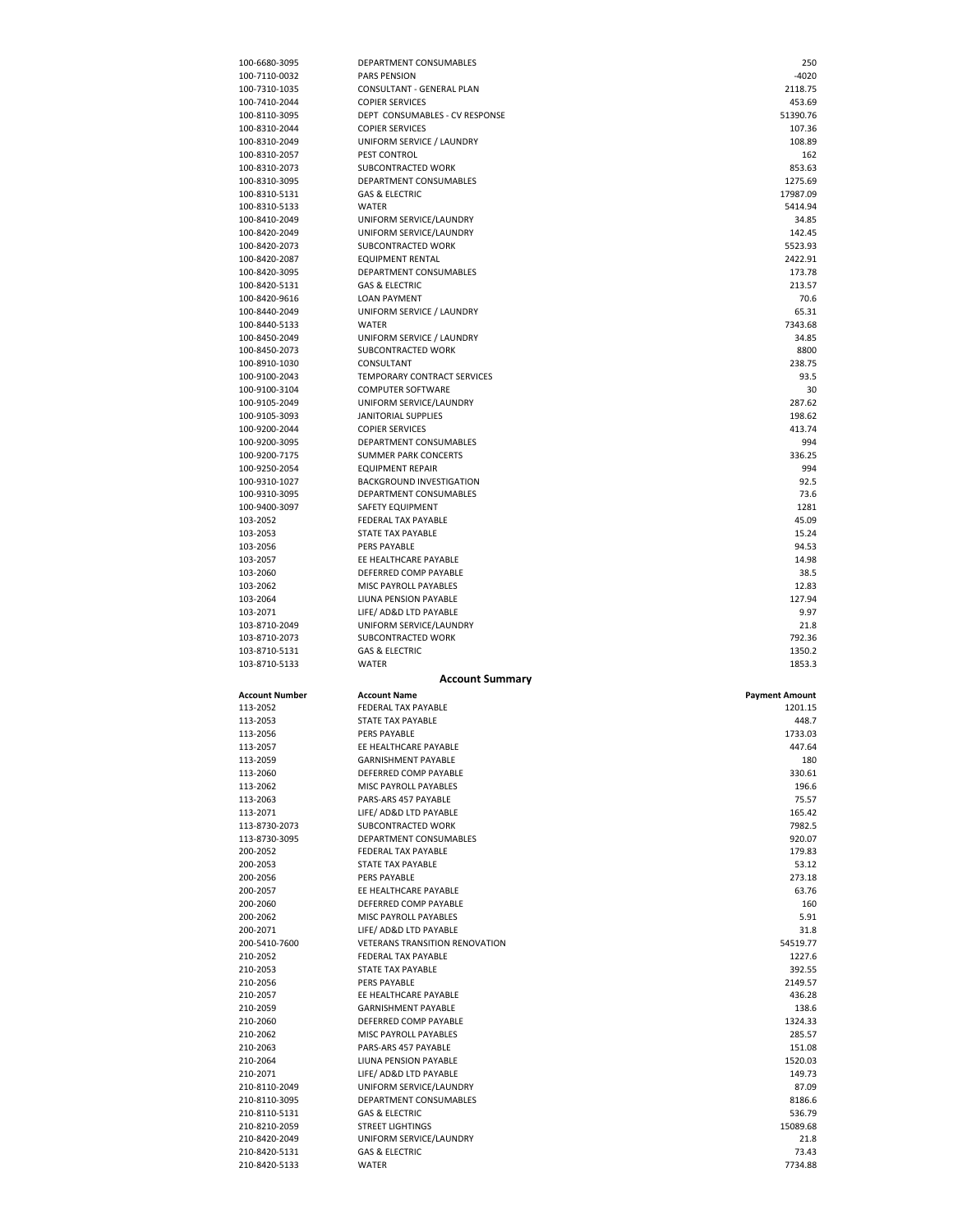| | | |
|---|---|---|
| 100-6680-3095 | DEPARTMENT CONSUMABLES | 250 |
| 100-7110-0032 | PARS PENSION | -4020 |
| 100-7310-1035 | CONSULTANT - GENERAL PLAN | 2118.75 |
| 100-7410-2044 | COPIER SERVICES | 453.69 |
| 100-8110-3095 | DEPT CONSUMABLES - CV RESPONSE | 51390.76 |
| 100-8310-2044 | COPIER SERVICES | 107.36 |
| 100-8310-2049 | UNIFORM SERVICE / LAUNDRY | 108.89 |
| 100-8310-2057 | PEST CONTROL | 162 |
| 100-8310-2073 | SUBCONTRACTED WORK | 853.63 |
| 100-8310-3095 | DEPARTMENT CONSUMABLES | 1275.69 |
| 100-8310-5131 | GAS & ELECTRIC | 17987.09 |
| 100-8310-5133 | WATER | 5414.94 |
| 100-8410-2049 | UNIFORM SERVICE/LAUNDRY | 34.85 |
| 100-8420-2049 | UNIFORM SERVICE/LAUNDRY | 142.45 |
| 100-8420-2073 | SUBCONTRACTED WORK | 5523.93 |
| 100-8420-2087 | EQUIPMENT RENTAL | 2422.91 |
| 100-8420-3095 | DEPARTMENT CONSUMABLES | 173.78 |
| 100-8420-5131 | GAS & ELECTRIC | 213.57 |
| 100-8420-9616 | LOAN PAYMENT | 70.6 |
| 100-8440-2049 | UNIFORM SERVICE / LAUNDRY | 65.31 |
| 100-8440-5133 | WATER | 7343.68 |
| 100-8450-2049 | UNIFORM SERVICE / LAUNDRY | 34.85 |
| 100-8450-2073 | SUBCONTRACTED WORK | 8800 |
| 100-8910-1030 | CONSULTANT | 238.75 |
| 100-9100-2043 | TEMPORARY CONTRACT SERVICES | 93.5 |
| 100-9100-3104 | COMPUTER SOFTWARE | 30 |
| 100-9105-2049 | UNIFORM SERVICE/LAUNDRY | 287.62 |
| 100-9105-3093 | JANITORIAL SUPPLIES | 198.62 |
| 100-9200-2044 | COPIER SERVICES | 413.74 |
| 100-9200-3095 | DEPARTMENT CONSUMABLES | 994 |
| 100-9200-7175 | SUMMER PARK CONCERTS | 336.25 |
| 100-9250-2054 | EQUIPMENT REPAIR | 994 |
| 100-9310-1027 | BACKGROUND INVESTIGATION | 92.5 |
| 100-9310-3095 | DEPARTMENT CONSUMABLES | 73.6 |
| 100-9400-3097 | SAFETY EQUIPMENT | 1281 |
| 103-2052 | FEDERAL TAX PAYABLE | 45.09 |
| 103-2053 | STATE TAX PAYABLE | 15.24 |
| 103-2056 | PERS PAYABLE | 94.53 |
| 103-2057 | EE HEALTHCARE PAYABLE | 14.98 |
| 103-2060 | DEFERRED COMP PAYABLE | 38.5 |
| 103-2062 | MISC PAYROLL PAYABLES | 12.83 |
| 103-2064 | LIUNA PENSION PAYABLE | 127.94 |
| 103-2071 | LIFE/ AD&D LTD PAYABLE | 9.97 |
| 103-8710-2049 | UNIFORM SERVICE/LAUNDRY | 21.8 |
| 103-8710-2073 | SUBCONTRACTED WORK | 792.36 |
| 103-8710-5131 | GAS & ELECTRIC | 1350.2 |
| 103-8710-5133 | WATER | 1853.3 |

## Account Summary

| Account Number | Account Name | Payment Amount |
|---|---|---|
| 113-2052 | FEDERAL TAX PAYABLE | 1201.15 |
| 113-2053 | STATE TAX PAYABLE | 448.7 |
| 113-2056 | PERS PAYABLE | 1733.03 |
| 113-2057 | EE HEALTHCARE PAYABLE | 447.64 |
| 113-2059 | GARNISHMENT PAYABLE | 180 |
| 113-2060 | DEFERRED COMP PAYABLE | 330.61 |
| 113-2062 | MISC PAYROLL PAYABLES | 196.6 |
| 113-2063 | PARS-ARS 457 PAYABLE | 75.57 |
| 113-2071 | LIFE/ AD&D LTD PAYABLE | 165.42 |
| 113-8730-2073 | SUBCONTRACTED WORK | 7982.5 |
| 113-8730-3095 | DEPARTMENT CONSUMABLES | 920.07 |
| 200-2052 | FEDERAL TAX PAYABLE | 179.83 |
| 200-2053 | STATE TAX PAYABLE | 53.12 |
| 200-2056 | PERS PAYABLE | 273.18 |
| 200-2057 | EE HEALTHCARE PAYABLE | 63.76 |
| 200-2060 | DEFERRED COMP PAYABLE | 160 |
| 200-2062 | MISC PAYROLL PAYABLES | 5.91 |
| 200-2071 | LIFE/ AD&D LTD PAYABLE | 31.8 |
| 200-5410-7600 | VETERANS TRANSITION RENOVATION | 54519.77 |
| 210-2052 | FEDERAL TAX PAYABLE | 1227.6 |
| 210-2053 | STATE TAX PAYABLE | 392.55 |
| 210-2056 | PERS PAYABLE | 2149.57 |
| 210-2057 | EE HEALTHCARE PAYABLE | 436.28 |
| 210-2059 | GARNISHMENT PAYABLE | 138.6 |
| 210-2060 | DEFERRED COMP PAYABLE | 1324.33 |
| 210-2062 | MISC PAYROLL PAYABLES | 285.57 |
| 210-2063 | PARS-ARS 457 PAYABLE | 151.08 |
| 210-2064 | LIUNA PENSION PAYABLE | 1520.03 |
| 210-2071 | LIFE/ AD&D LTD PAYABLE | 149.73 |
| 210-8110-2049 | UNIFORM SERVICE/LAUNDRY | 87.09 |
| 210-8110-3095 | DEPARTMENT CONSUMABLES | 8186.6 |
| 210-8110-5131 | GAS & ELECTRIC | 536.79 |
| 210-8210-2059 | STREET LIGHTINGS | 15089.68 |
| 210-8420-2049 | UNIFORM SERVICE/LAUNDRY | 21.8 |
| 210-8420-5131 | GAS & ELECTRIC | 73.43 |
| 210-8420-5133 | WATER | 7734.88 |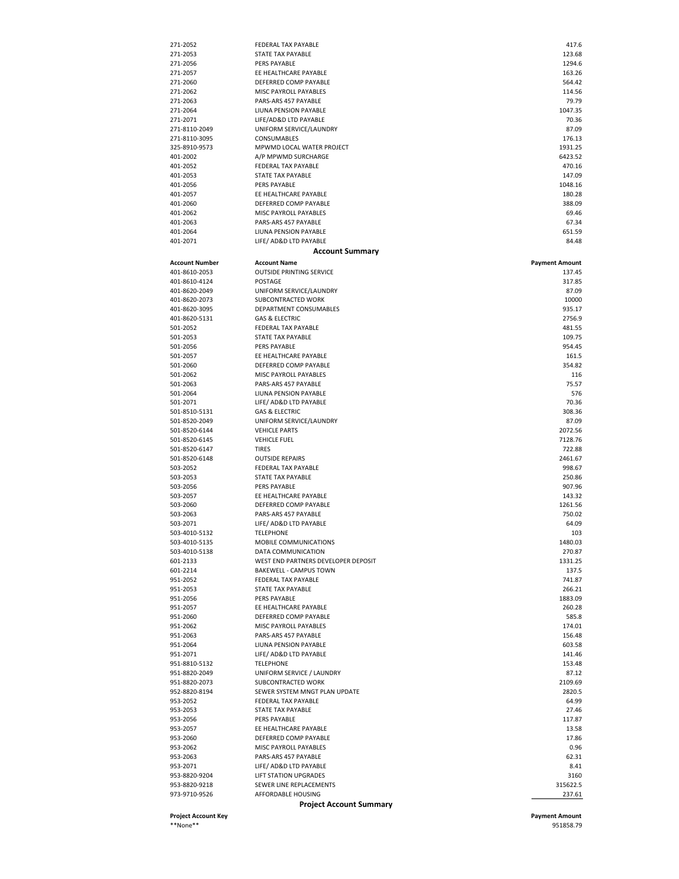| | | |
|---|---|---|
| 271-2052 | FEDERAL TAX PAYABLE | 417.6 |
| 271-2053 | STATE TAX PAYABLE | 123.68 |
| 271-2056 | PERS PAYABLE | 1294.6 |
| 271-2057 | EE HEALTHCARE PAYABLE | 163.26 |
| 271-2060 | DEFERRED COMP PAYABLE | 564.42 |
| 271-2062 | MISC PAYROLL PAYABLES | 114.56 |
| 271-2063 | PARS-ARS 457 PAYABLE | 79.79 |
| 271-2064 | LIUNA PENSION PAYABLE | 1047.35 |
| 271-2071 | LIFE/AD&D LTD PAYABLE | 70.36 |
| 271-8110-2049 | UNIFORM SERVICE/LAUNDRY | 87.09 |
| 271-8110-3095 | CONSUMABLES | 176.13 |
| 325-8910-9573 | MPWMD LOCAL WATER PROJECT | 1931.25 |
| 401-2002 | A/P MPWMD SURCHARGE | 6423.52 |
| 401-2052 | FEDERAL TAX PAYABLE | 470.16 |
| 401-2053 | STATE TAX PAYABLE | 147.09 |
| 401-2056 | PERS PAYABLE | 1048.16 |
| 401-2057 | EE HEALTHCARE PAYABLE | 180.28 |
| 401-2060 | DEFERRED COMP PAYABLE | 388.09 |
| 401-2062 | MISC PAYROLL PAYABLES | 69.46 |
| 401-2063 | PARS-ARS 457 PAYABLE | 67.34 |
| 401-2064 | LIUNA PENSION PAYABLE | 651.59 |
| 401-2071 | LIFE/ AD&D LTD PAYABLE | 84.48 |

## Account Summary

| Account Number | Account Name | Payment Amount |
|---|---|---|
| 401-8610-2053 | OUTSIDE PRINTING SERVICE | 137.45 |
| 401-8610-4124 | POSTAGE | 317.85 |
| 401-8620-2049 | UNIFORM SERVICE/LAUNDRY | 87.09 |
| 401-8620-2073 | SUBCONTRACTED WORK | 10000 |
| 401-8620-3095 | DEPARTMENT CONSUMABLES | 935.17 |
| 401-8620-5131 | GAS & ELECTRIC | 2756.9 |
| 501-2052 | FEDERAL TAX PAYABLE | 481.55 |
| 501-2053 | STATE TAX PAYABLE | 109.75 |
| 501-2056 | PERS PAYABLE | 954.45 |
| 501-2057 | EE HEALTHCARE PAYABLE | 161.5 |
| 501-2060 | DEFERRED COMP PAYABLE | 354.82 |
| 501-2062 | MISC PAYROLL PAYABLES | 116 |
| 501-2063 | PARS-ARS 457 PAYABLE | 75.57 |
| 501-2064 | LIUNA PENSION PAYABLE | 576 |
| 501-2071 | LIFE/ AD&D LTD PAYABLE | 70.36 |
| 501-8510-5131 | GAS & ELECTRIC | 308.36 |
| 501-8520-2049 | UNIFORM SERVICE/LAUNDRY | 87.09 |
| 501-8520-6144 | VEHICLE PARTS | 2072.56 |
| 501-8520-6145 | VEHICLE FUEL | 7128.76 |
| 501-8520-6147 | TIRES | 722.88 |
| 501-8520-6148 | OUTSIDE REPAIRS | 2461.67 |
| 503-2052 | FEDERAL TAX PAYABLE | 998.67 |
| 503-2053 | STATE TAX PAYABLE | 250.86 |
| 503-2056 | PERS PAYABLE | 907.96 |
| 503-2057 | EE HEALTHCARE PAYABLE | 143.32 |
| 503-2060 | DEFERRED COMP PAYABLE | 1261.56 |
| 503-2063 | PARS-ARS 457 PAYABLE | 750.02 |
| 503-2071 | LIFE/ AD&D LTD PAYABLE | 64.09 |
| 503-4010-5132 | TELEPHONE | 103 |
| 503-4010-5135 | MOBILE COMMUNICATIONS | 1480.03 |
| 503-4010-5138 | DATA COMMUNICATION | 270.87 |
| 601-2133 | WEST END PARTNERS DEVELOPER DEPOSIT | 1331.25 |
| 601-2214 | BAKEWELL - CAMPUS TOWN | 137.5 |
| 951-2052 | FEDERAL TAX PAYABLE | 741.87 |
| 951-2053 | STATE TAX PAYABLE | 266.21 |
| 951-2056 | PERS PAYABLE | 1883.09 |
| 951-2057 | EE HEALTHCARE PAYABLE | 260.28 |
| 951-2060 | DEFERRED COMP PAYABLE | 585.8 |
| 951-2062 | MISC PAYROLL PAYABLES | 174.01 |
| 951-2063 | PARS-ARS 457 PAYABLE | 156.48 |
| 951-2064 | LIUNA PENSION PAYABLE | 603.58 |
| 951-2071 | LIFE/ AD&D LTD PAYABLE | 141.46 |
| 951-8810-5132 | TELEPHONE | 153.48 |
| 951-8820-2049 | UNIFORM SERVICE / LAUNDRY | 87.12 |
| 951-8820-2073 | SUBCONTRACTED WORK | 2109.69 |
| 952-8820-8194 | SEWER SYSTEM MNGT PLAN UPDATE | 2820.5 |
| 953-2052 | FEDERAL TAX PAYABLE | 64.99 |
| 953-2053 | STATE TAX PAYABLE | 27.46 |
| 953-2056 | PERS PAYABLE | 117.87 |
| 953-2057 | EE HEALTHCARE PAYABLE | 13.58 |
| 953-2060 | DEFERRED COMP PAYABLE | 17.86 |
| 953-2062 | MISC PAYROLL PAYABLES | 0.96 |
| 953-2063 | PARS-ARS 457 PAYABLE | 62.31 |
| 953-2071 | LIFE/ AD&D LTD PAYABLE | 8.41 |
| 953-8820-9204 | LIFT STATION UPGRADES | 3160 |
| 953-8820-9218 | SEWER LINE REPLACEMENTS | 315622.5 |
| 973-9710-9526 | AFFORDABLE HOUSING | 237.61 |

## Project Account Summary

| Project Account Key | Payment Amount |
|---|---|
| **None** | 951858.79 |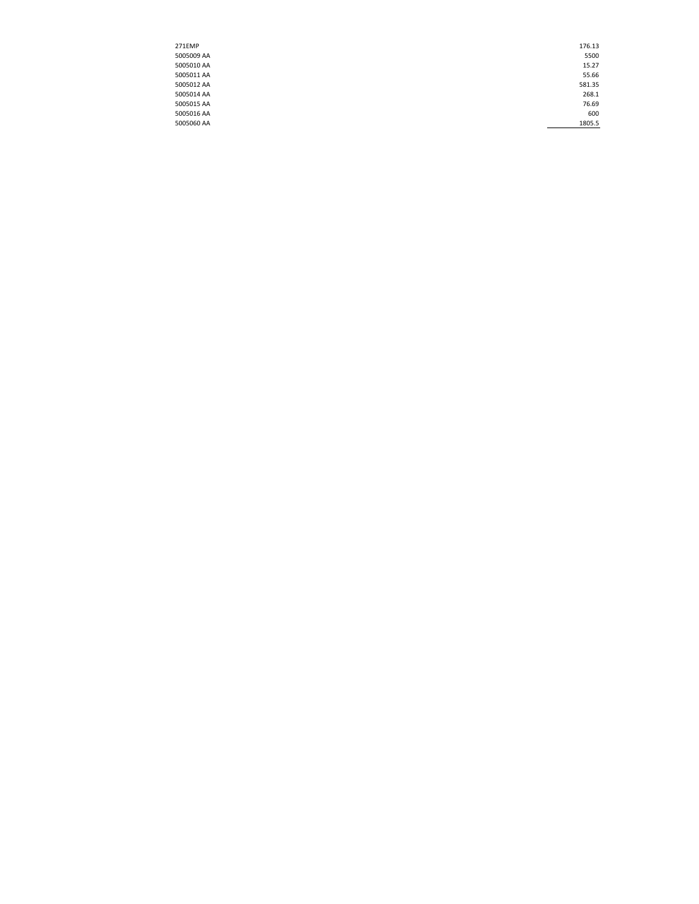| | |
|---|---|
| 271EMP | 176.13 |
| 5005009 AA | 5500 |
| 5005010 AA | 15.27 |
| 5005011 AA | 55.66 |
| 5005012 AA | 581.35 |
| 5005014 AA | 268.1 |
| 5005015 AA | 76.69 |
| 5005016 AA | 600 |
| 5005060 AA | 1805.5 |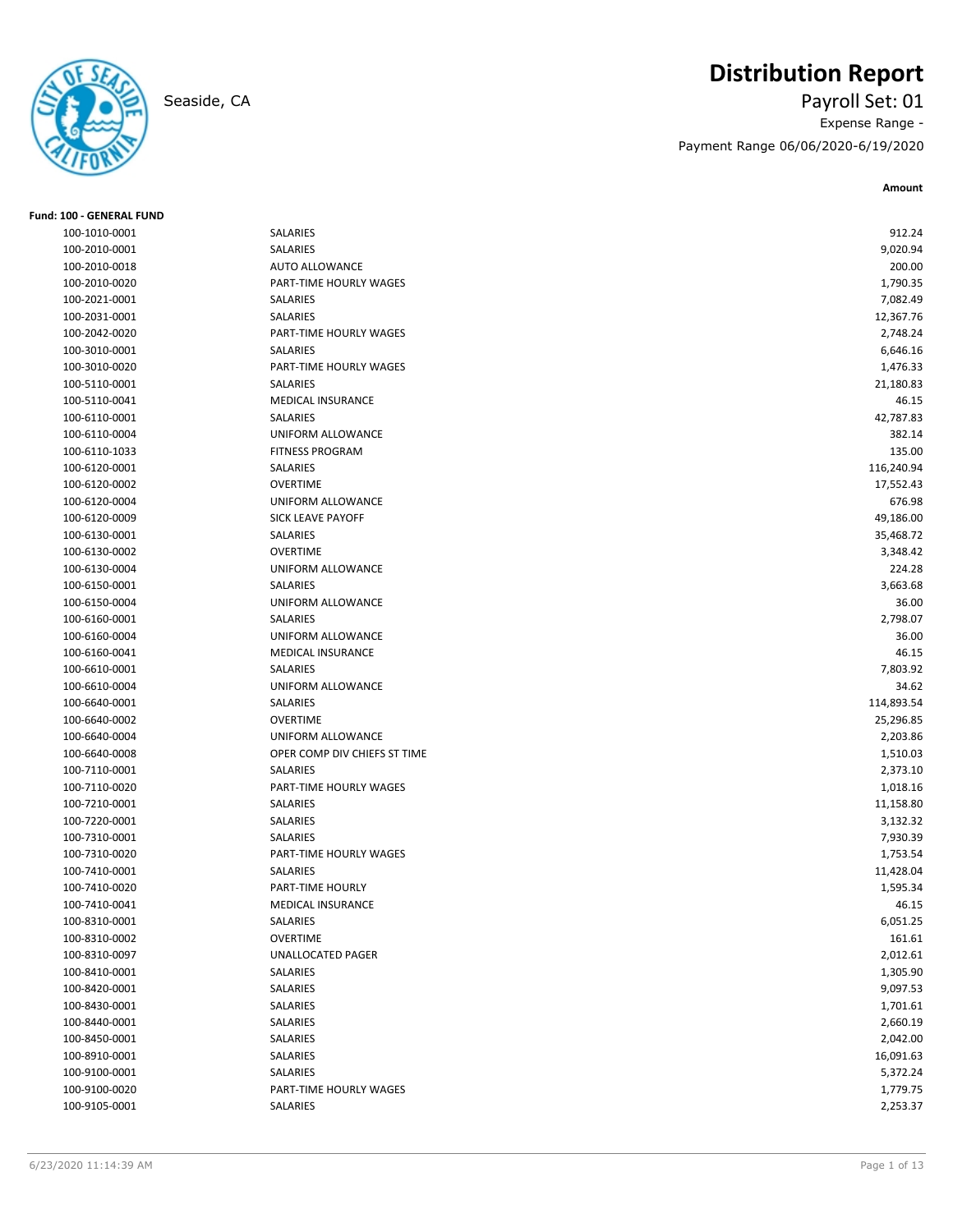# Distribution Report

Seaside, CA

Payroll Set: 01

Expense Range -

Payment Range 06/06/2020-6/19/2020

**Fund: 100 - GENERAL FUND**

| Account | Description | Amount |
|---|---|---|
| 100-1010-0001 | SALARIES | 912.24 |
| 100-2010-0001 | SALARIES | 9,020.94 |
| 100-2010-0018 | AUTO ALLOWANCE | 200.00 |
| 100-2010-0020 | PART-TIME HOURLY WAGES | 1,790.35 |
| 100-2021-0001 | SALARIES | 7,082.49 |
| 100-2031-0001 | SALARIES | 12,367.76 |
| 100-2042-0020 | PART-TIME HOURLY WAGES | 2,748.24 |
| 100-3010-0001 | SALARIES | 6,646.16 |
| 100-3010-0020 | PART-TIME HOURLY WAGES | 1,476.33 |
| 100-5110-0001 | SALARIES | 21,180.83 |
| 100-5110-0041 | MEDICAL INSURANCE | 46.15 |
| 100-6110-0001 | SALARIES | 42,787.83 |
| 100-6110-0004 | UNIFORM ALLOWANCE | 382.14 |
| 100-6110-1033 | FITNESS PROGRAM | 135.00 |
| 100-6120-0001 | SALARIES | 116,240.94 |
| 100-6120-0002 | OVERTIME | 17,552.43 |
| 100-6120-0004 | UNIFORM ALLOWANCE | 676.98 |
| 100-6120-0009 | SICK LEAVE PAYOFF | 49,186.00 |
| 100-6130-0001 | SALARIES | 35,468.72 |
| 100-6130-0002 | OVERTIME | 3,348.42 |
| 100-6130-0004 | UNIFORM ALLOWANCE | 224.28 |
| 100-6150-0001 | SALARIES | 3,663.68 |
| 100-6150-0004 | UNIFORM ALLOWANCE | 36.00 |
| 100-6160-0001 | SALARIES | 2,798.07 |
| 100-6160-0004 | UNIFORM ALLOWANCE | 36.00 |
| 100-6160-0041 | MEDICAL INSURANCE | 46.15 |
| 100-6610-0001 | SALARIES | 7,803.92 |
| 100-6610-0004 | UNIFORM ALLOWANCE | 34.62 |
| 100-6640-0001 | SALARIES | 114,893.54 |
| 100-6640-0002 | OVERTIME | 25,296.85 |
| 100-6640-0004 | UNIFORM ALLOWANCE | 2,203.86 |
| 100-6640-0008 | OPER COMP DIV CHIEFS ST TIME | 1,510.03 |
| 100-7110-0001 | SALARIES | 2,373.10 |
| 100-7110-0020 | PART-TIME HOURLY WAGES | 1,018.16 |
| 100-7210-0001 | SALARIES | 11,158.80 |
| 100-7220-0001 | SALARIES | 3,132.32 |
| 100-7310-0001 | SALARIES | 7,930.39 |
| 100-7310-0020 | PART-TIME HOURLY WAGES | 1,753.54 |
| 100-7410-0001 | SALARIES | 11,428.04 |
| 100-7410-0020 | PART-TIME HOURLY | 1,595.34 |
| 100-7410-0041 | MEDICAL INSURANCE | 46.15 |
| 100-8310-0001 | SALARIES | 6,051.25 |
| 100-8310-0002 | OVERTIME | 161.61 |
| 100-8310-0097 | UNALLOCATED PAGER | 2,012.61 |
| 100-8410-0001 | SALARIES | 1,305.90 |
| 100-8420-0001 | SALARIES | 9,097.53 |
| 100-8430-0001 | SALARIES | 1,701.61 |
| 100-8440-0001 | SALARIES | 2,660.19 |
| 100-8450-0001 | SALARIES | 2,042.00 |
| 100-8910-0001 | SALARIES | 16,091.63 |
| 100-9100-0001 | SALARIES | 5,372.24 |
| 100-9100-0020 | PART-TIME HOURLY WAGES | 1,779.75 |
| 100-9105-0001 | SALARIES | 2,253.37 |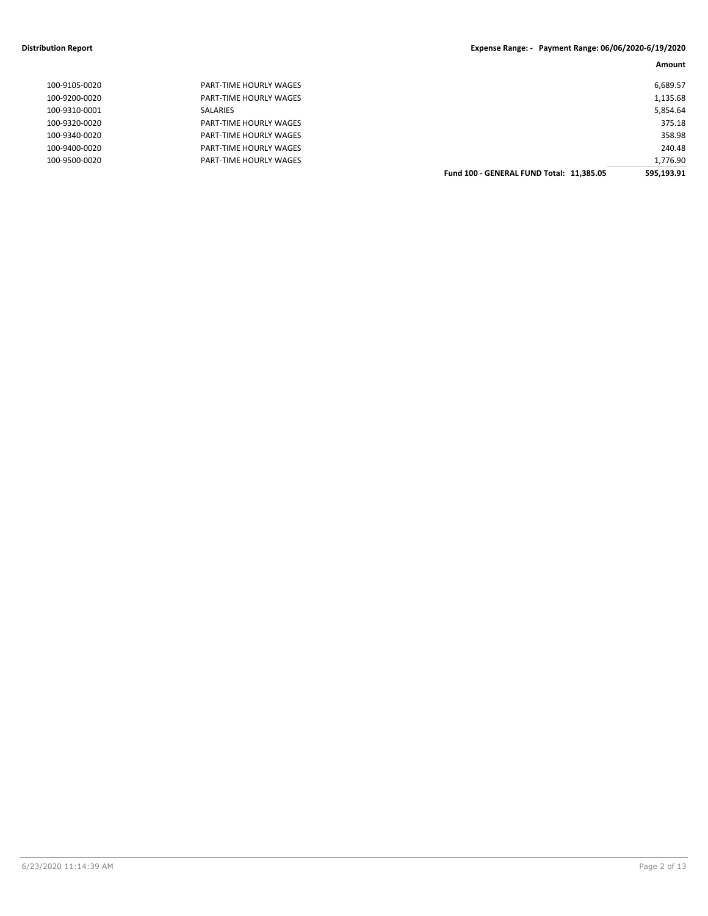| | | Amount |
|---|---|---|
| 100-9105-0020 | PART-TIME HOURLY WAGES | 6,689.57 |
| 100-9200-0020 | PART-TIME HOURLY WAGES | 1,135.68 |
| 100-9310-0001 | SALARIES | 5,854.64 |
| 100-9320-0020 | PART-TIME HOURLY WAGES | 375.18 |
| 100-9340-0020 | PART-TIME HOURLY WAGES | 358.98 |
| 100-9400-0020 | PART-TIME HOURLY WAGES | 240.48 |
| 100-9500-0020 | PART-TIME HOURLY WAGES | 1,776.90 |
| | **Fund 100 - GENERAL FUND Total: 11,385.05** | **595,193.91** |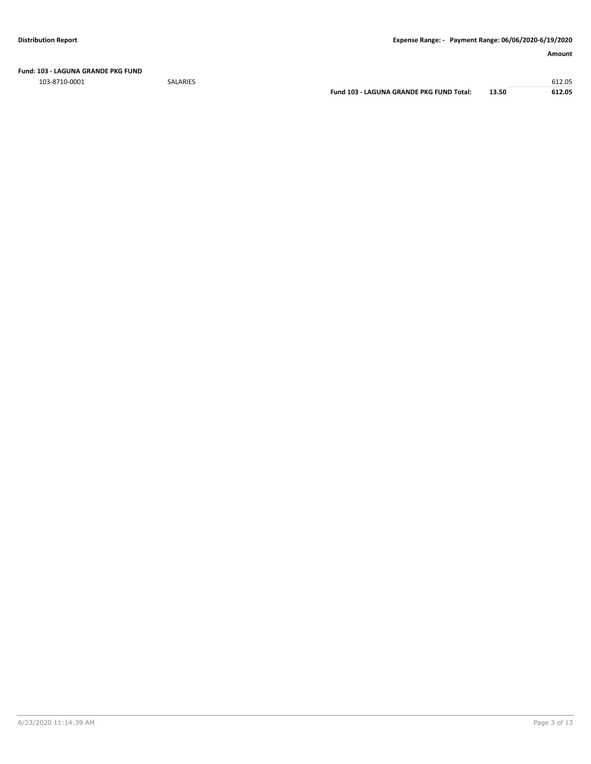**Fund: 103 - LAGUNA GRANDE PKG FUND**

| | | | Amount |
|---|---|---|---|
| 103-8710-0001 | SALARIES | | 612.05 |
| | **Fund 103 - LAGUNA GRANDE PKG FUND Total:** | **13.50** | **612.05** |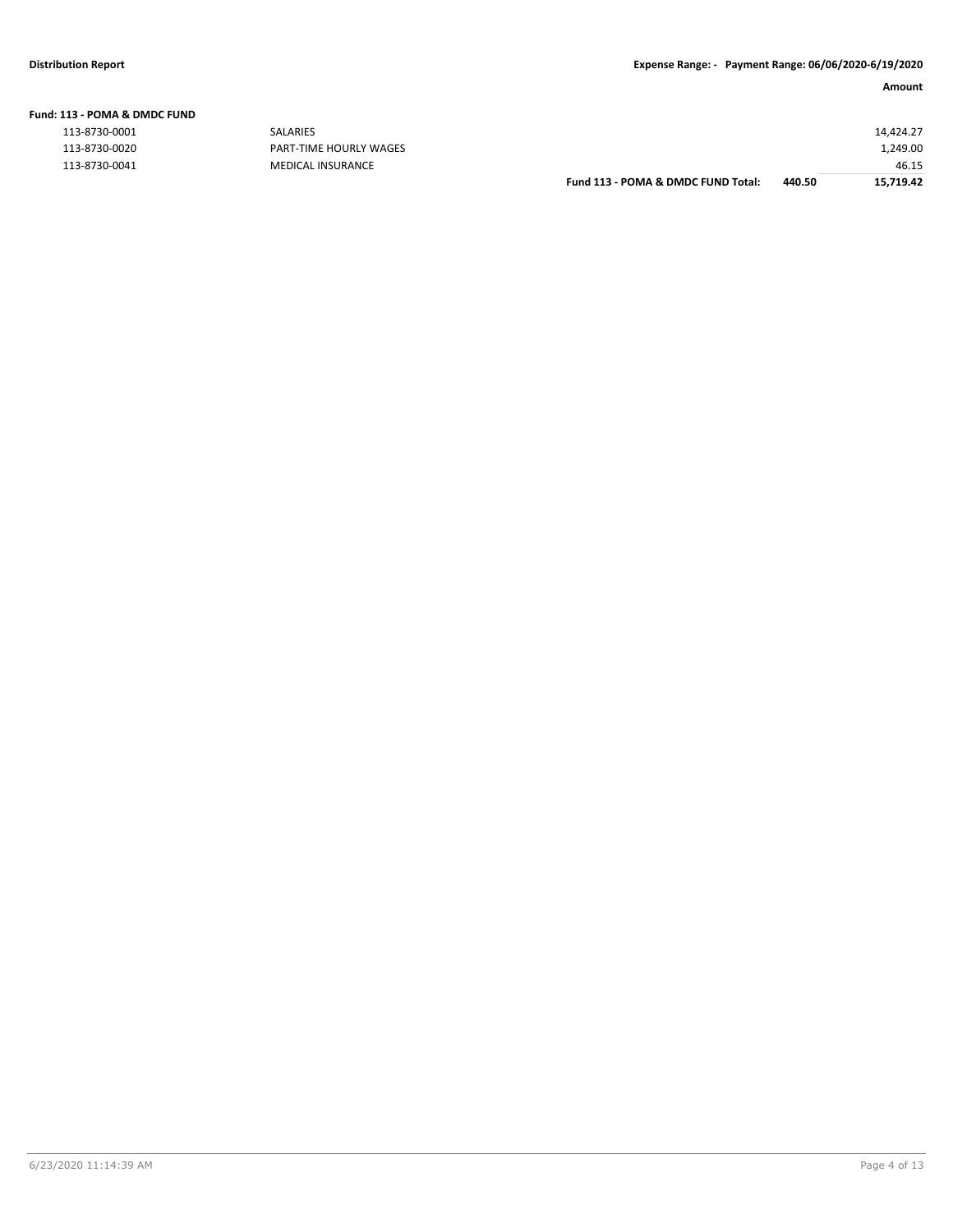**Distribution Report** **Expense Range: - Payment Range: 06/06/2020-6/19/2020**

| | | | | Amount |
|---|---|---|---|---|
| **Fund: 113 - POMA & DMDC FUND** | | | | |
| 113-8730-0001 | SALARIES | | | 14,424.27 |
| 113-8730-0020 | PART-TIME HOURLY WAGES | | | 1,249.00 |
| 113-8730-0041 | MEDICAL INSURANCE | | | 46.15 |
| | | **Fund 113 - POMA & DMDC FUND Total:** | **440.50** | **15,719.42** |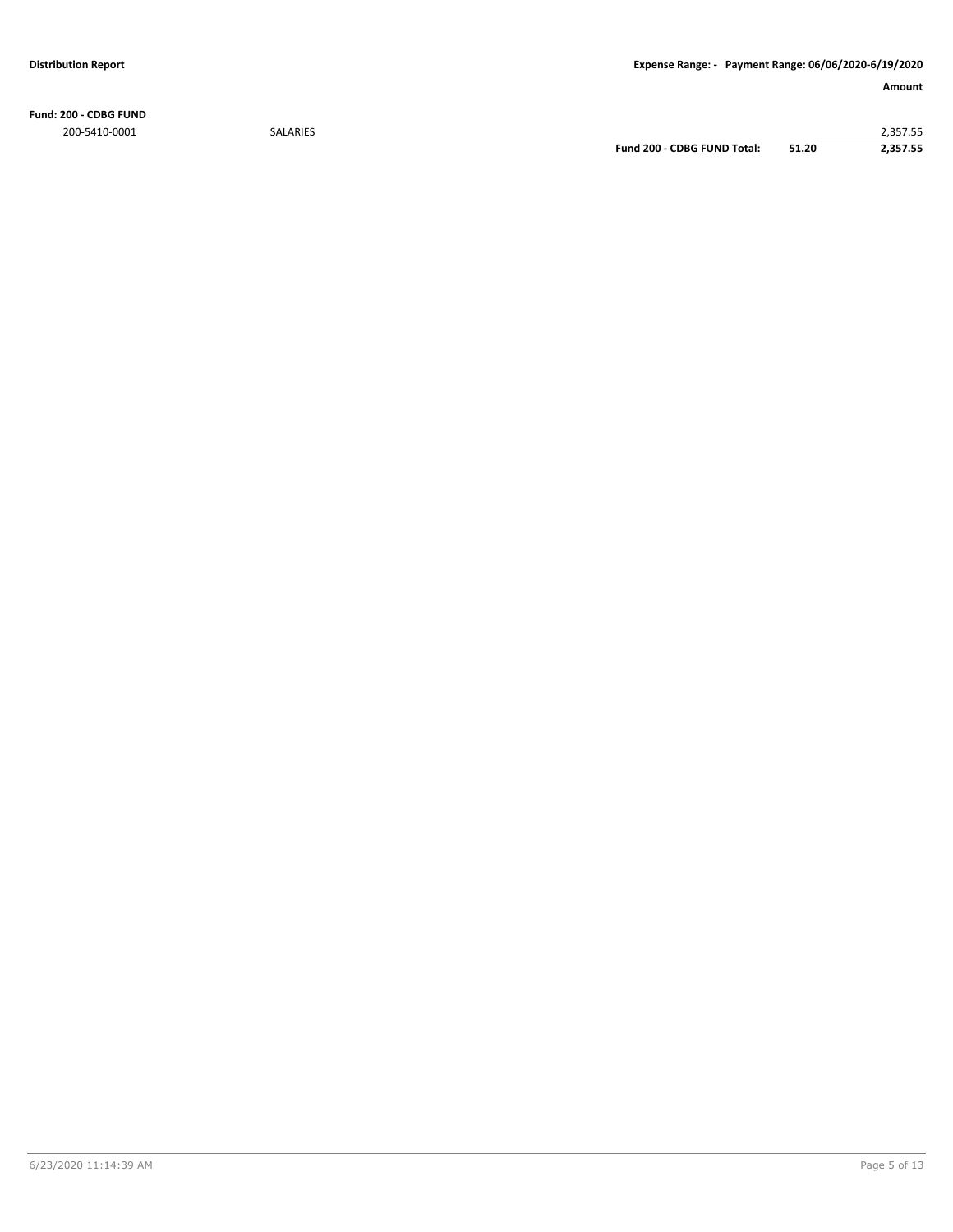**Distribution Report** | **Expense Range: - Payment Range: 06/06/2020-6/19/2020**

| | | | | **Amount** |
|---|---|---|---|---|
| **Fund: 200 - CDBG FUND** | | | | |
| 200-5410-0001 | SALARIES | | | 2,357.55 |
| | | **Fund 200 - CDBG FUND Total:** | **51.20** | **2,357.55** |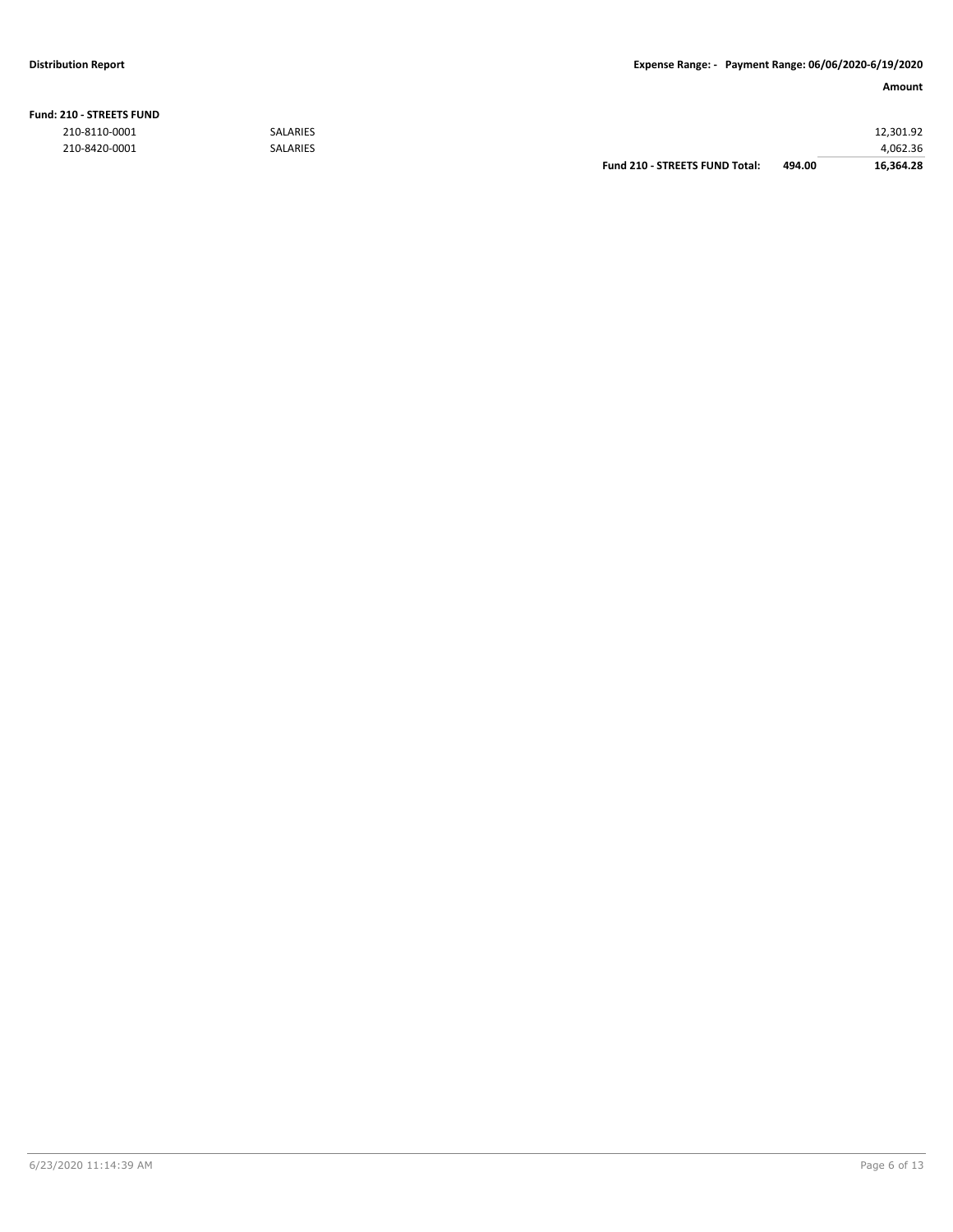**Distribution Report** — **Expense Range: - Payment Range: 06/06/2020-6/19/2020**

**Fund: 210 - STREETS FUND**

| | | | | Amount |
|---|---|---|---|---|
| 210-8110-0001 | SALARIES | | | 12,301.92 |
| 210-8420-0001 | SALARIES | | | 4,062.36 |
| | | **Fund 210 - STREETS FUND Total:** | **494.00** | **16,364.28** |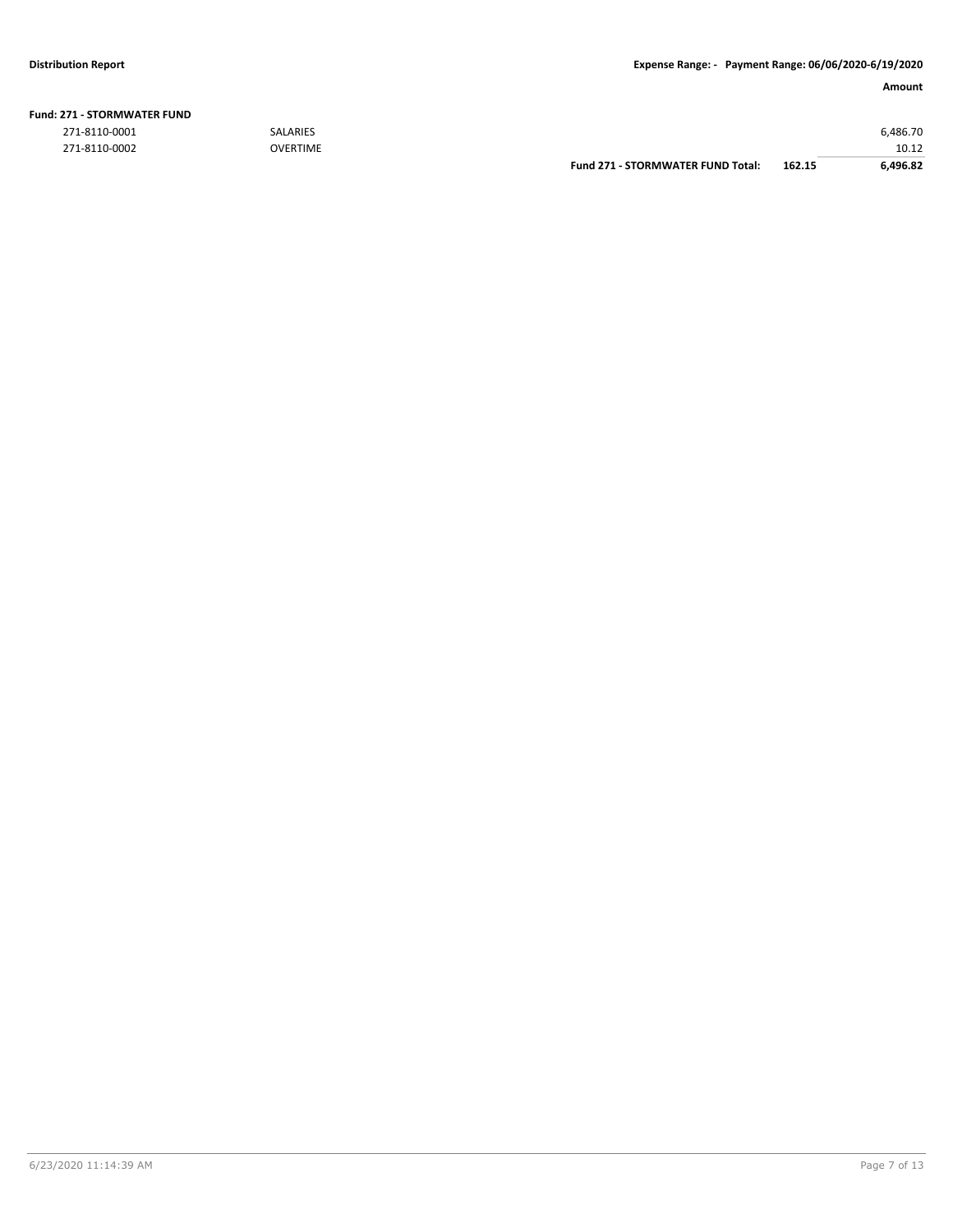**Fund: 271 - STORMWATER FUND**

| | | | | Amount |
|---|---|---|---|---|
| 271-8110-0001 | SALARIES | | | 6,486.70 |
| 271-8110-0002 | OVERTIME | | | 10.12 |
| | | **Fund 271 - STORMWATER FUND Total:** | **162.15** | **6,496.82** |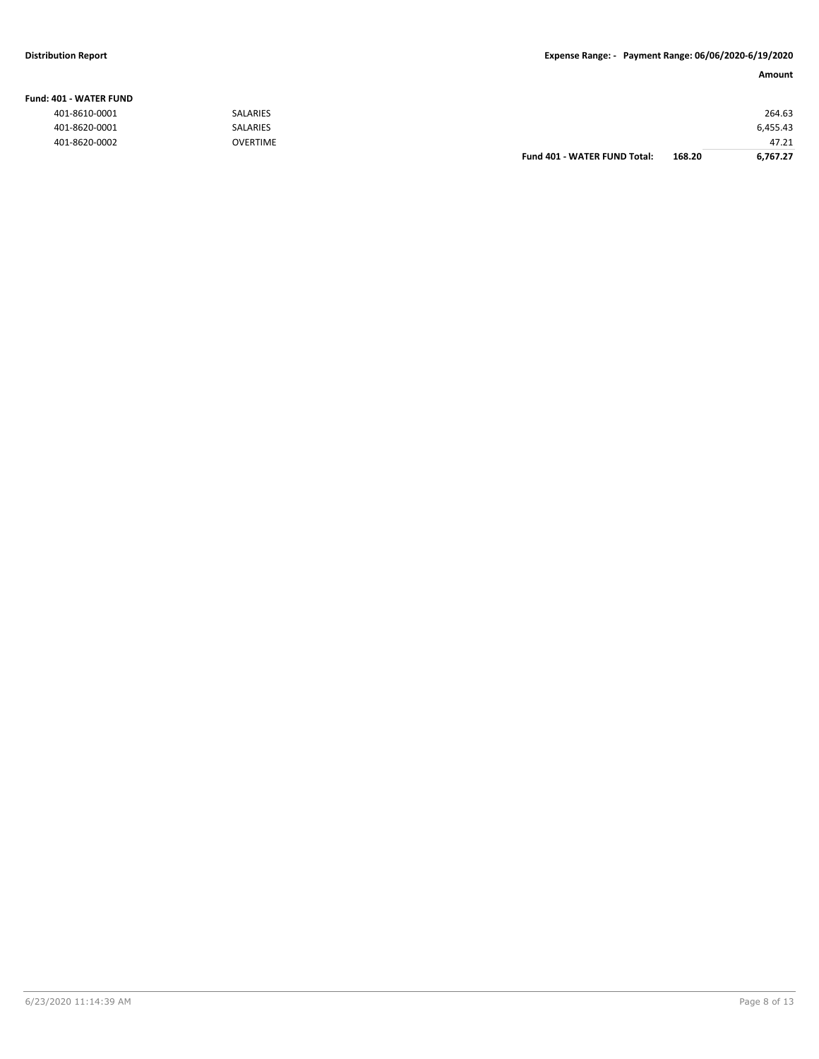**Distribution Report** **Expense Range: - Payment Range: 06/06/2020-6/19/2020**

**Fund: 401 - WATER FUND**

| | | | | Amount |
|---|---|---|---|---|
| 401-8610-0001 | SALARIES | | | 264.63 |
| 401-8620-0001 | SALARIES | | | 6,455.43 |
| 401-8620-0002 | OVERTIME | | | 47.21 |
| | | **Fund 401 - WATER FUND Total:** | **168.20** | **6,767.27** |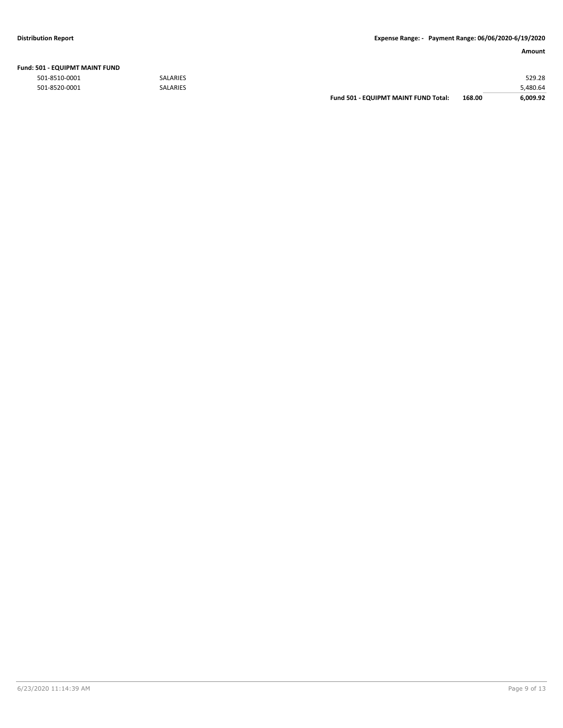| | | | | Amount |
|---|---|---|---|---|
| **Fund: 501 - EQUIPMT MAINT FUND** | | | | |
| 501-8510-0001 | SALARIES | | | 529.28 |
| 501-8520-0001 | SALARIES | | | 5,480.64 |
| | | **Fund 501 - EQUIPMT MAINT FUND Total:** | **168.00** | **6,009.92** |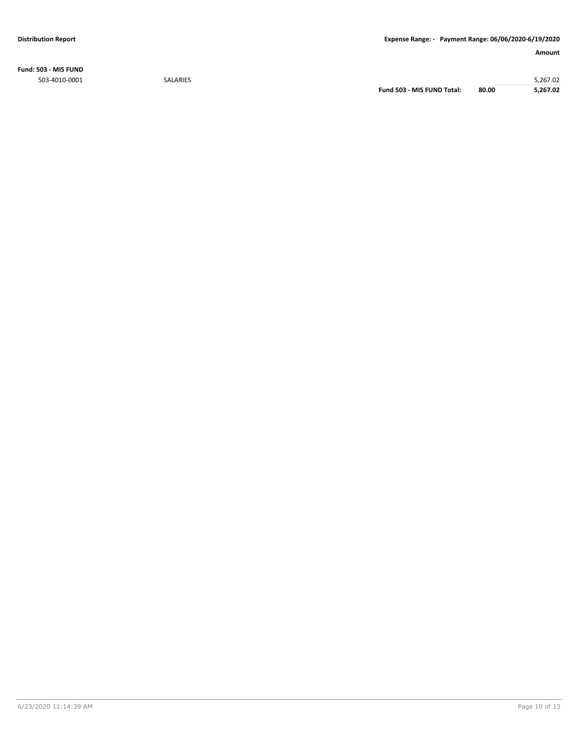**Distribution Report** **Expense Range: - Payment Range: 06/06/2020-6/19/2020**

| | | | | Amount |
|---|---|---|---|---|
| **Fund: 503 - MIS FUND** | | | | |
| 503-4010-0001 | SALARIES | | | 5,267.02 |
| | | **Fund 503 - MIS FUND Total:** | **80.00** | **5,267.02** |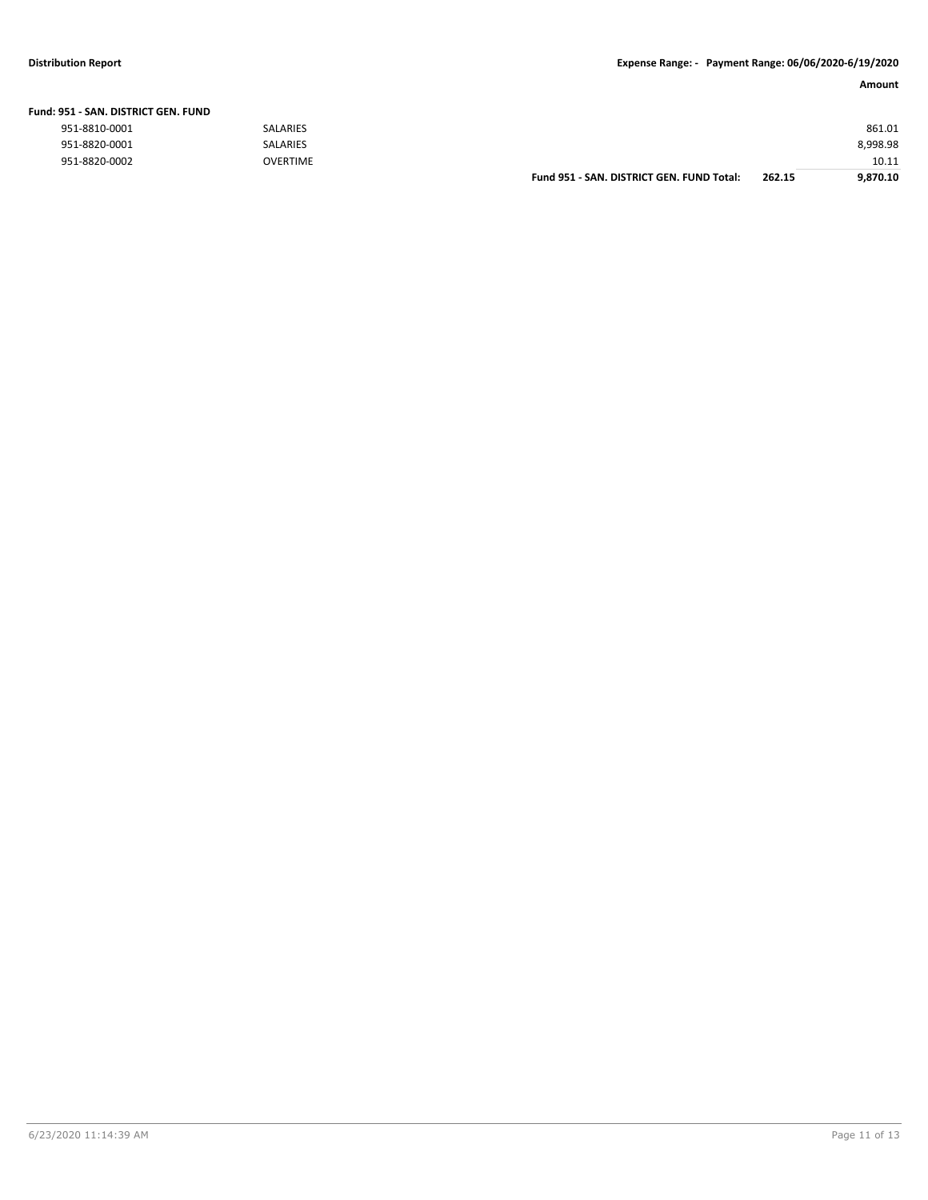| Fund: 951 - SAN. DISTRICT GEN. FUND | | | | Amount |
|---|---|---|---|---|
| 951-8810-0001 | SALARIES | | | 861.01 |
| 951-8820-0001 | SALARIES | | | 8,998.98 |
| 951-8820-0002 | OVERTIME | | | 10.11 |
| | | **Fund 951 - SAN. DISTRICT GEN. FUND Total:** | **262.15** | **9,870.10** |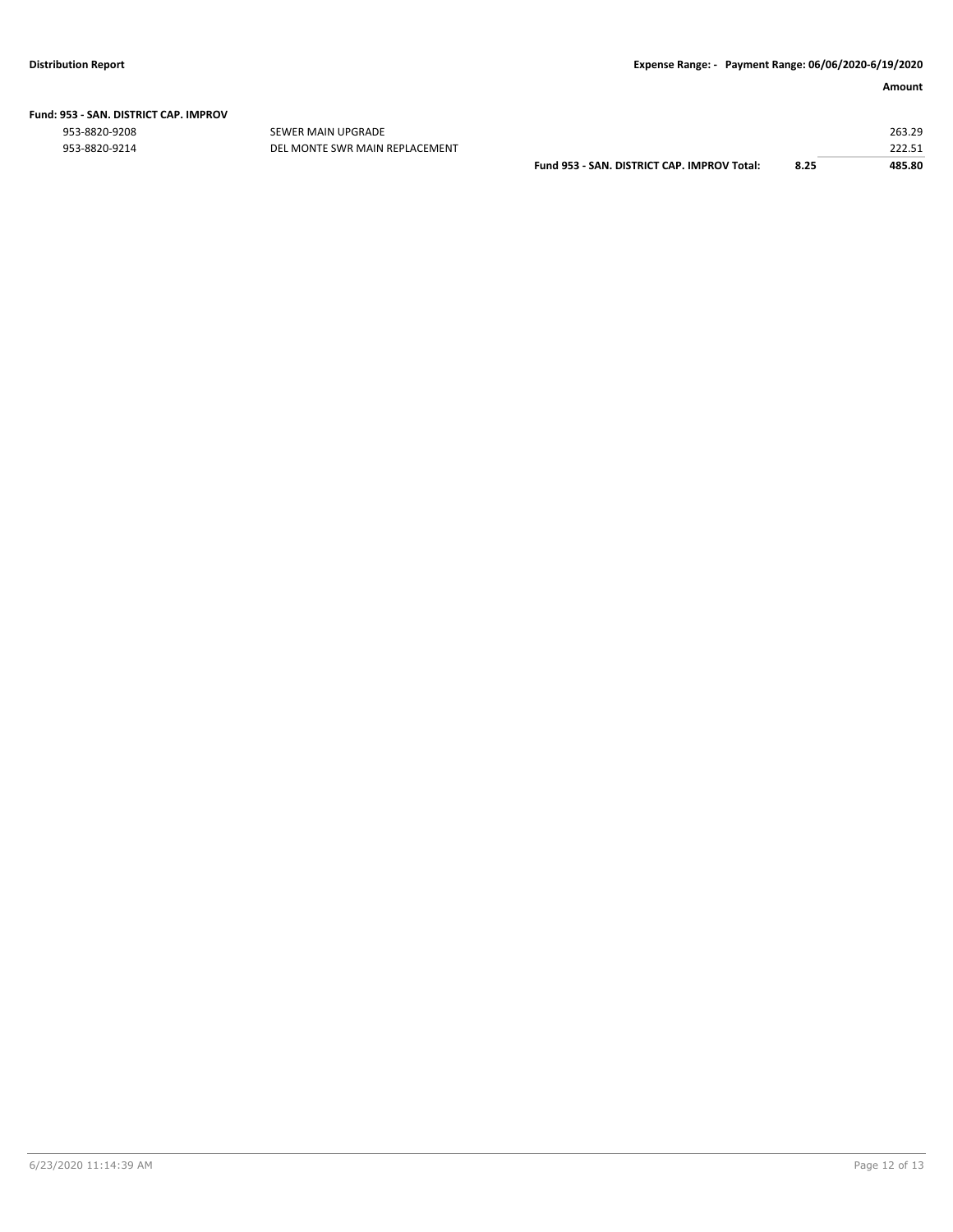| | | | Amount |
|---|---|---|---|
| **Fund: 953 - SAN. DISTRICT CAP. IMPROV** | | | |
| 953-8820-9208 | SEWER MAIN UPGRADE | | 263.29 |
| 953-8820-9214 | DEL MONTE SWR MAIN REPLACEMENT | | 222.51 |
| | **Fund 953 - SAN. DISTRICT CAP. IMPROV Total:** | **8.25** | **485.80** |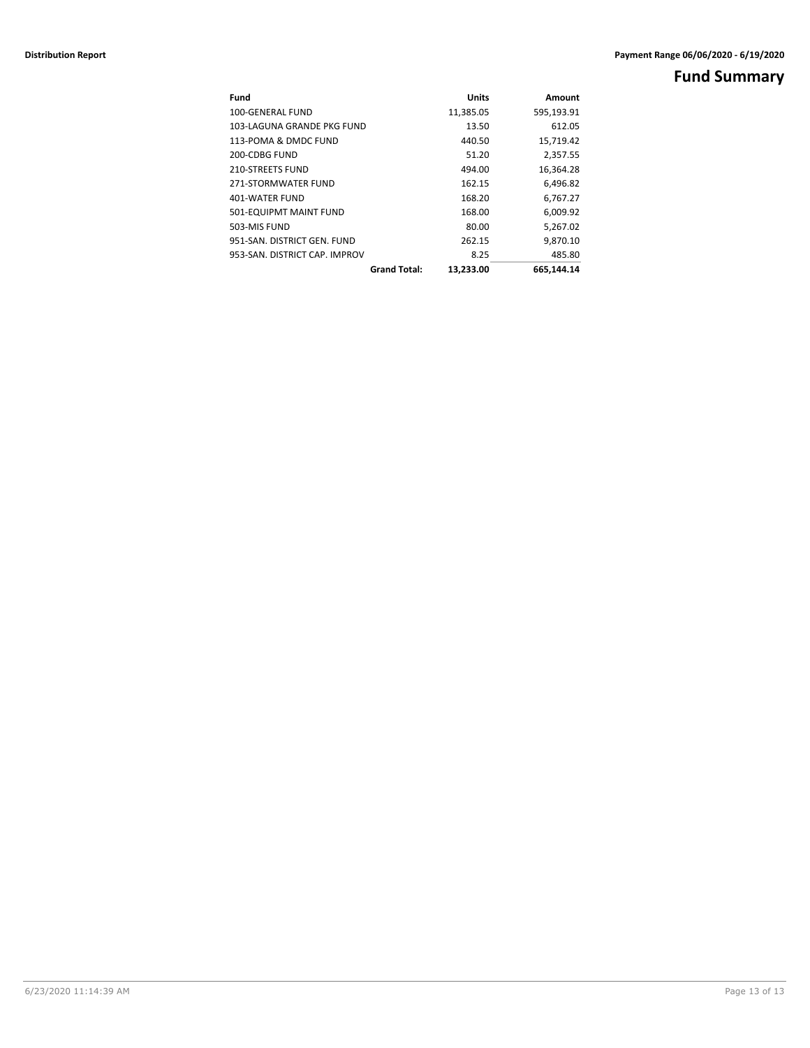# Fund Summary

| Fund | Units | Amount |
|---|---|---|
| 100-GENERAL FUND | 11,385.05 | 595,193.91 |
| 103-LAGUNA GRANDE PKG FUND | 13.50 | 612.05 |
| 113-POMA & DMDC FUND | 440.50 | 15,719.42 |
| 200-CDBG FUND | 51.20 | 2,357.55 |
| 210-STREETS FUND | 494.00 | 16,364.28 |
| 271-STORMWATER FUND | 162.15 | 6,496.82 |
| 401-WATER FUND | 168.20 | 6,767.27 |
| 501-EQUIPMT MAINT FUND | 168.00 | 6,009.92 |
| 503-MIS FUND | 80.00 | 5,267.02 |
| 951-SAN. DISTRICT GEN. FUND | 262.15 | 9,870.10 |
| 953-SAN. DISTRICT CAP. IMPROV | 8.25 | 485.80 |
| **Grand Total:** | **13,233.00** | **665,144.14** |